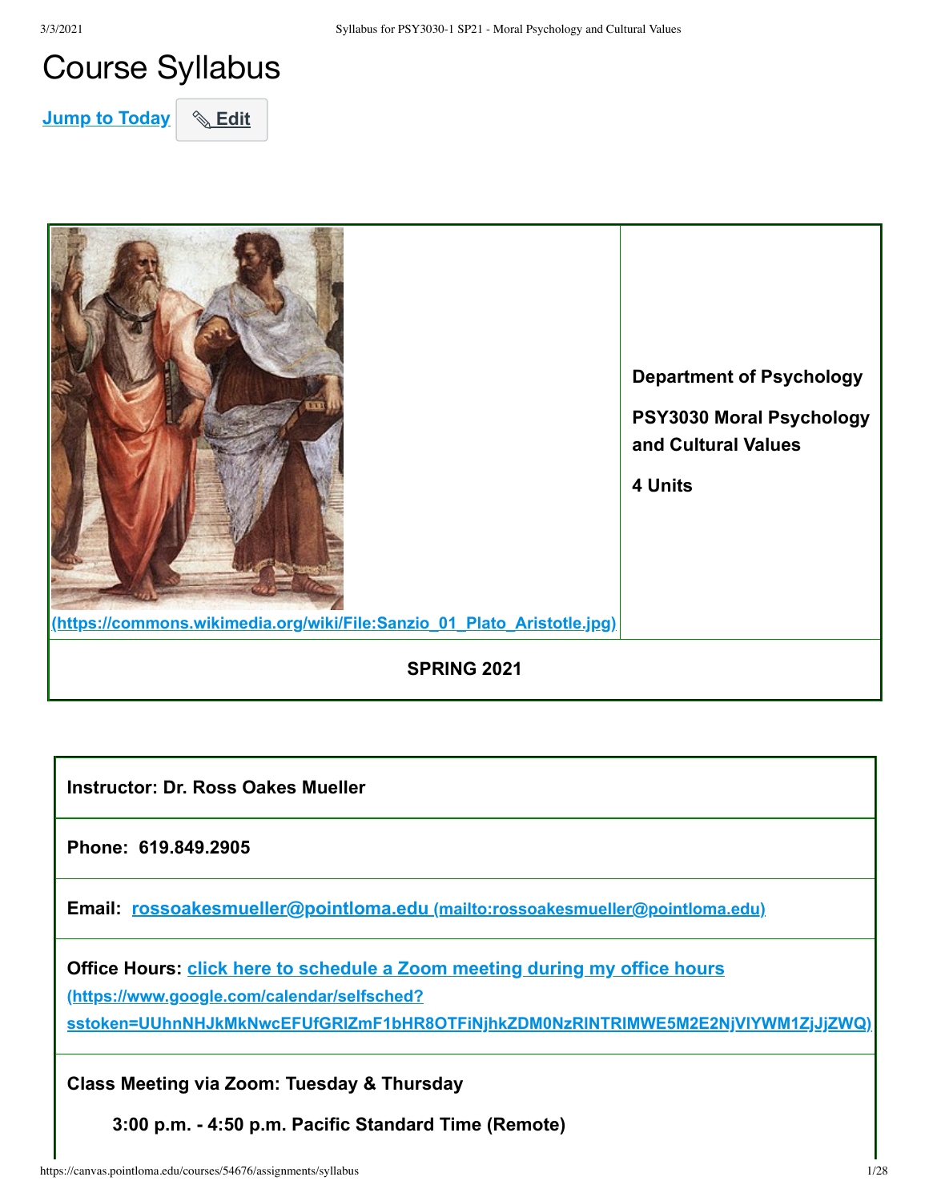# Course Syllabus

Jump to Today | Edit

(https://commons.wikimedia.org/wiki/File:Sanzio_01_Plato_Aristotle.jpg)

**Department of Psychology**

**PSY3030 Moral Psychology and Cultural Values**

**4 Units**

**SPRING 2021**

**Instructor: Dr. Ross Oakes Mueller**

**Phone: 619.849.2905**

**Email:** rossoakesmueller@pointloma.edu (mailto:rossoakesmueller@pointloma.edu)

**Office Hours:** click here to schedule a Zoom meeting during my office hours (https://www.google.com/calendar/selfsched?sstoken=UUhnNHJkMkNwcEFUfGRlZmF1bHR8OTFiNjhkZDM0NzRlNTRlMWE5M2E2NjVlYWM1ZjJjZWQ)

**Class Meeting via Zoom: Tuesday & Thursday**

**3:00 p.m. - 4:50 p.m. Pacific Standard Time (Remote)**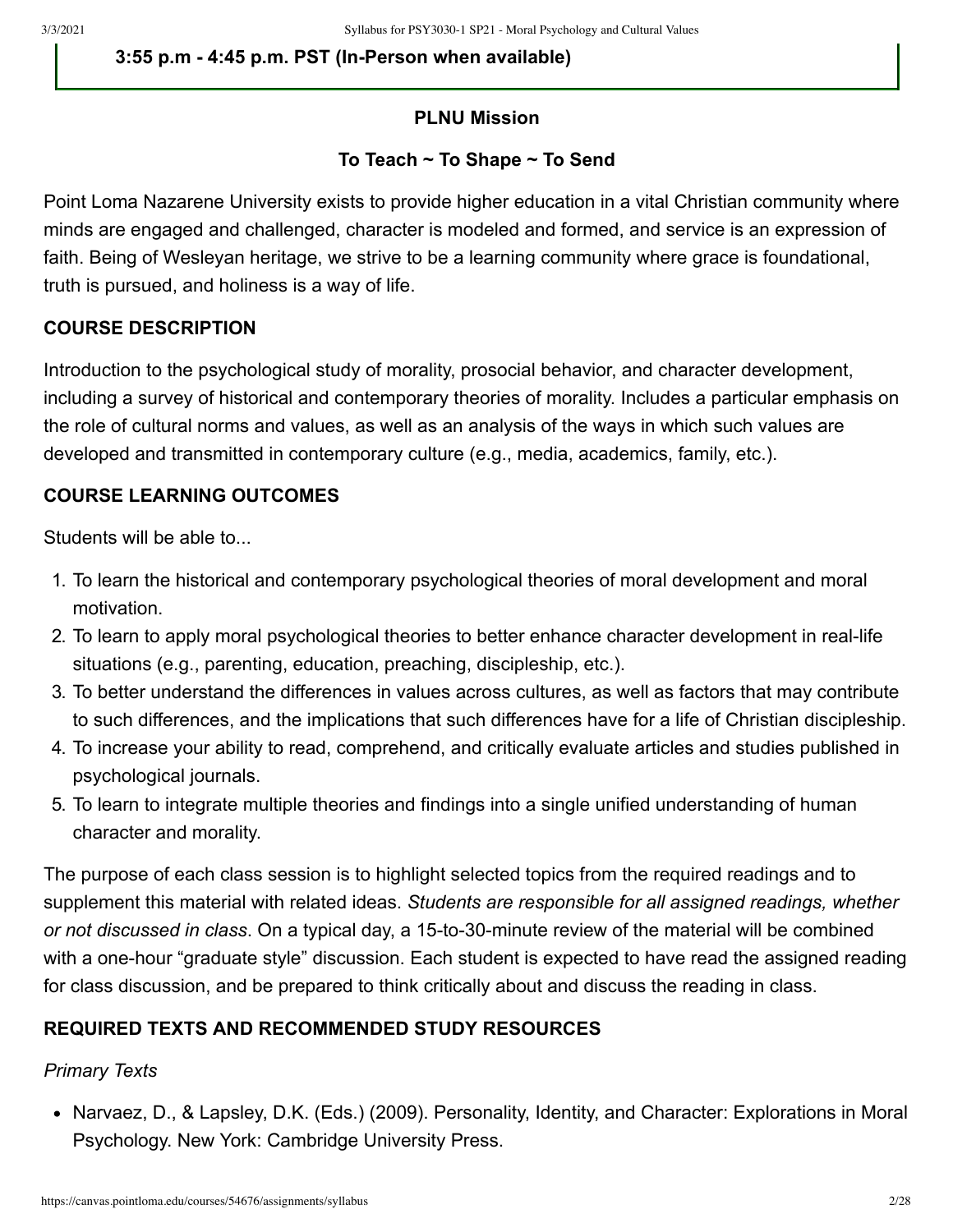**3:55 p.m - 4:45 p.m. PST (In-Person when available)**

**PLNU Mission**

**To Teach ~ To Shape ~ To Send**

Point Loma Nazarene University exists to provide higher education in a vital Christian community where minds are engaged and challenged, character is modeled and formed, and service is an expression of faith. Being of Wesleyan heritage, we strive to be a learning community where grace is foundational, truth is pursued, and holiness is a way of life.

## COURSE DESCRIPTION

Introduction to the psychological study of morality, prosocial behavior, and character development, including a survey of historical and contemporary theories of morality. Includes a particular emphasis on the role of cultural norms and values, as well as an analysis of the ways in which such values are developed and transmitted in contemporary culture (e.g., media, academics, family, etc.).

## COURSE LEARNING OUTCOMES

Students will be able to...

1. To learn the historical and contemporary psychological theories of moral development and moral motivation.
2. To learn to apply moral psychological theories to better enhance character development in real-life situations (e.g., parenting, education, preaching, discipleship, etc.).
3. To better understand the differences in values across cultures, as well as factors that may contribute to such differences, and the implications that such differences have for a life of Christian discipleship.
4. To increase your ability to read, comprehend, and critically evaluate articles and studies published in psychological journals.
5. To learn to integrate multiple theories and findings into a single unified understanding of human character and morality.

The purpose of each class session is to highlight selected topics from the required readings and to supplement this material with related ideas. *Students are responsible for all assigned readings, whether or not discussed in class*. On a typical day, a 15-to-30-minute review of the material will be combined with a one-hour "graduate style" discussion. Each student is expected to have read the assigned reading for class discussion, and be prepared to think critically about and discuss the reading in class.

## REQUIRED TEXTS AND RECOMMENDED STUDY RESOURCES

*Primary Texts*

- Narvaez, D., & Lapsley, D.K. (Eds.) (2009). Personality, Identity, and Character: Explorations in Moral Psychology. New York: Cambridge University Press.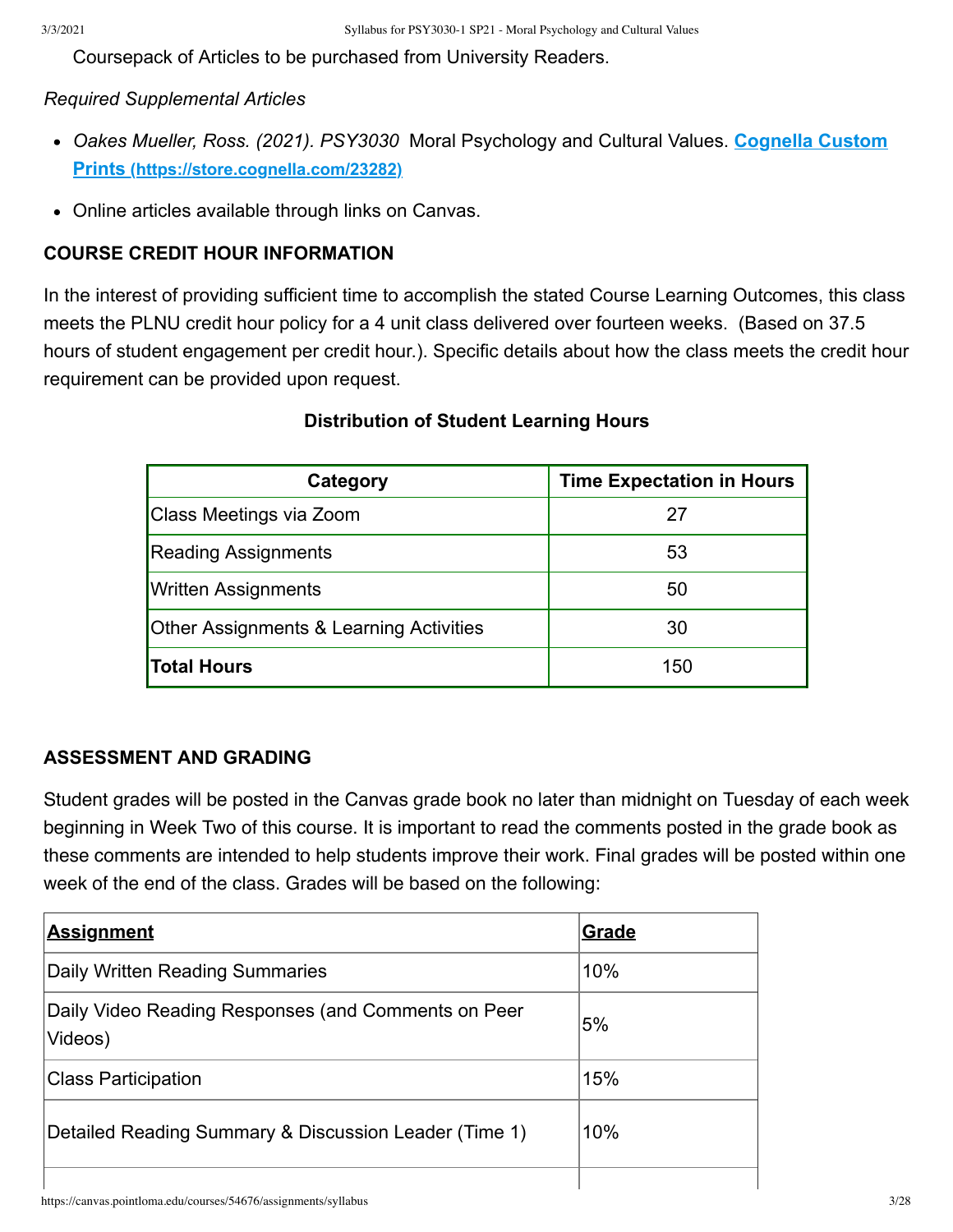Coursepack of Articles to be purchased from University Readers.

*Required Supplemental Articles*

- *Oakes Mueller, Ross. (2021). PSY3030* Moral Psychology and Cultural Values. **Cognella Custom Prints (https://store.cognella.com/23282)**
- Online articles available through links on Canvas.

## COURSE CREDIT HOUR INFORMATION

In the interest of providing sufficient time to accomplish the stated Course Learning Outcomes, this class meets the PLNU credit hour policy for a 4 unit class delivered over fourteen weeks. (Based on 37.5 hours of student engagement per credit hour.). Specific details about how the class meets the credit hour requirement can be provided upon request.

**Distribution of Student Learning Hours**

| Category | Time Expectation in Hours |
|---|---|
| Class Meetings via Zoom | 27 |
| Reading Assignments | 53 |
| Written Assignments | 50 |
| Other Assignments & Learning Activities | 30 |
| **Total Hours** | 150 |

## ASSESSMENT AND GRADING

Student grades will be posted in the Canvas grade book no later than midnight on Tuesday of each week beginning in Week Two of this course. It is important to read the comments posted in the grade book as these comments are intended to help students improve their work. Final grades will be posted within one week of the end of the class. Grades will be based on the following:

| Assignment | Grade |
|---|---|
| Daily Written Reading Summaries | 10% |
| Daily Video Reading Responses (and Comments on Peer Videos) | 5% |
| Class Participation | 15% |
| Detailed Reading Summary & Discussion Leader (Time 1) | 10% |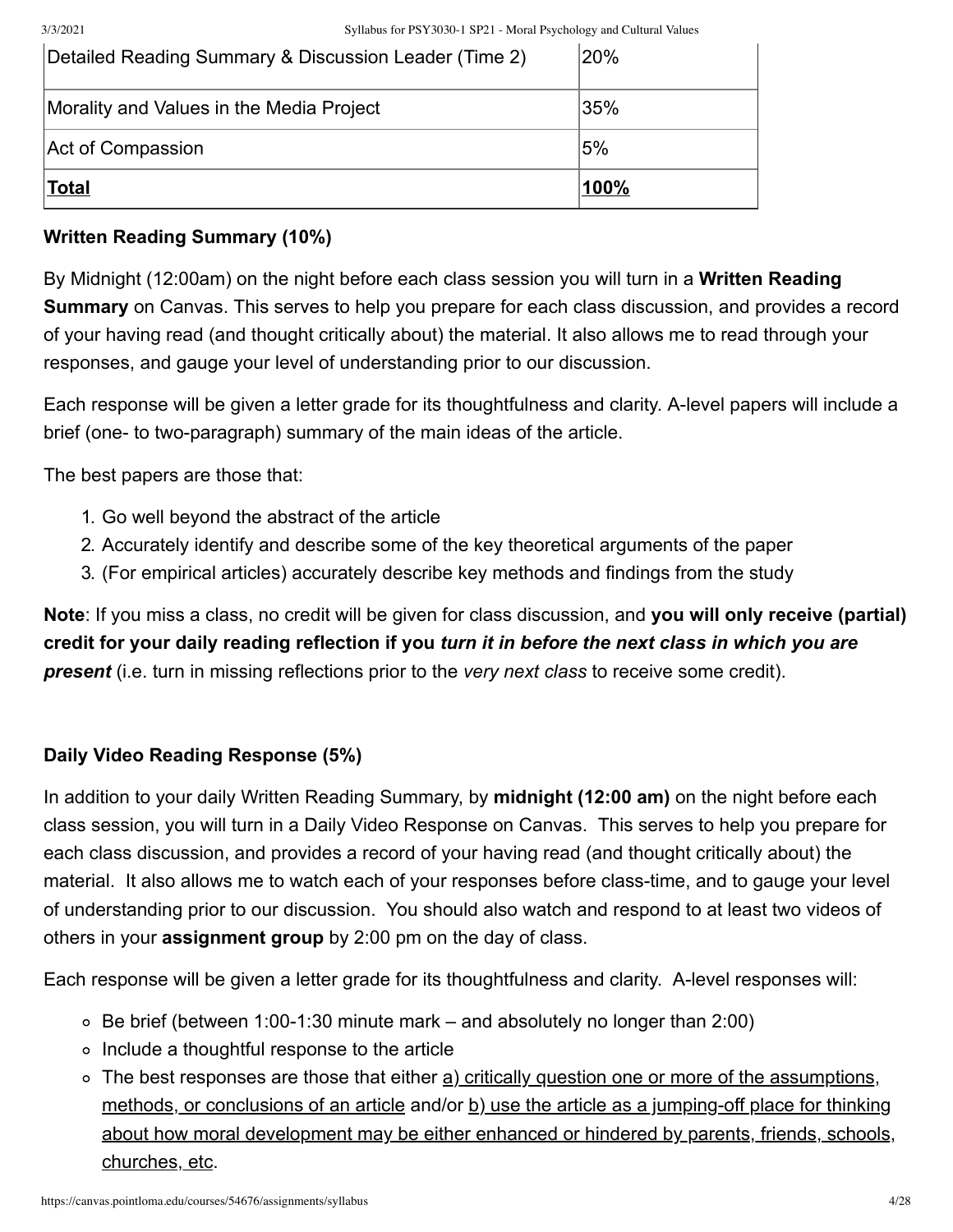| Detailed Reading Summary & Discussion Leader (Time 2) | 20% |
|---|---|
| Morality and Values in the Media Project | 35% |
| Act of Compassion | 5% |
| **Total** | **100%** |

**Written Reading Summary (10%)**

By Midnight (12:00am) on the night before each class session you will turn in a **Written Reading Summary** on Canvas. This serves to help you prepare for each class discussion, and provides a record of your having read (and thought critically about) the material. It also allows me to read through your responses, and gauge your level of understanding prior to our discussion.

Each response will be given a letter grade for its thoughtfulness and clarity. A-level papers will include a brief (one- to two-paragraph) summary of the main ideas of the article.

The best papers are those that:

1. Go well beyond the abstract of the article
2. Accurately identify and describe some of the key theoretical arguments of the paper
3. (For empirical articles) accurately describe key methods and findings from the study

**Note**: If you miss a class, no credit will be given for class discussion, and **you will only receive (partial) credit for your daily reading reflection if you *turn it in before the next class in which you are present*** (i.e. turn in missing reflections prior to the *very next class* to receive some credit).

**Daily Video Reading Response (5%)**

In addition to your daily Written Reading Summary, by **midnight (12:00 am)** on the night before each class session, you will turn in a Daily Video Response on Canvas. This serves to help you prepare for each class discussion, and provides a record of your having read (and thought critically about) the material. It also allows me to watch each of your responses before class-time, and to gauge your level of understanding prior to our discussion. You should also watch and respond to at least two videos of others in your **assignment group** by 2:00 pm on the day of class.

Each response will be given a letter grade for its thoughtfulness and clarity. A-level responses will:

- Be brief (between 1:00-1:30 minute mark – and absolutely no longer than 2:00)
- Include a thoughtful response to the article
- The best responses are those that either <u>a) critically question one or more of the assumptions, methods, or conclusions of an article</u> and/or <u>b) use the article as a jumping-off place for thinking about how moral development may be either enhanced or hindered by parents, friends, schools, churches, etc</u>.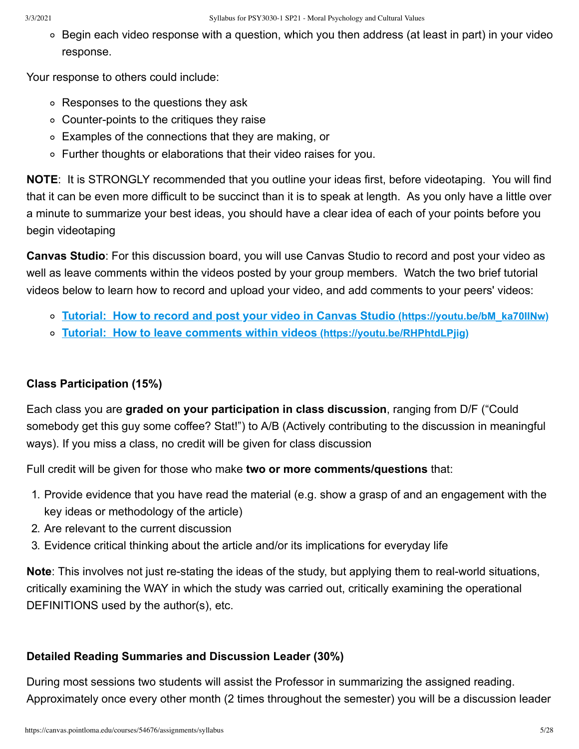- Begin each video response with a question, which you then address (at least in part) in your video response.

Your response to others could include:

- Responses to the questions they ask
- Counter-points to the critiques they raise
- Examples of the connections that they are making, or
- Further thoughts or elaborations that their video raises for you.

**NOTE**: It is STRONGLY recommended that you outline your ideas first, before videotaping. You will find that it can be even more difficult to be succinct than it is to speak at length. As you only have a little over a minute to summarize your best ideas, you should have a clear idea of each of your points before you begin videotaping

**Canvas Studio**: For this discussion board, you will use Canvas Studio to record and post your video as well as leave comments within the videos posted by your group members. Watch the two brief tutorial videos below to learn how to record and upload your video, and add comments to your peers' videos:

- [Tutorial: How to record and post your video in Canvas Studio (https://youtu.be/bM_ka70IlNw)](https://youtu.be/bM_ka70IlNw)
- [Tutorial: How to leave comments within videos (https://youtu.be/RHPhtdLPjig)](https://youtu.be/RHPhtdLPjig)

### Class Participation (15%)

Each class you are **graded on your participation in class discussion**, ranging from D/F ("Could somebody get this guy some coffee? Stat!") to A/B (Actively contributing to the discussion in meaningful ways). If you miss a class, no credit will be given for class discussion

Full credit will be given for those who make **two or more comments/questions** that:

1. Provide evidence that you have read the material (e.g. show a grasp of and an engagement with the key ideas or methodology of the article)
2. Are relevant to the current discussion
3. Evidence critical thinking about the article and/or its implications for everyday life

**Note**: This involves not just re-stating the ideas of the study, but applying them to real-world situations, critically examining the WAY in which the study was carried out, critically examining the operational DEFINITIONS used by the author(s), etc.

### Detailed Reading Summaries and Discussion Leader (30%)

During most sessions two students will assist the Professor in summarizing the assigned reading. Approximately once every other month (2 times throughout the semester) you will be a discussion leader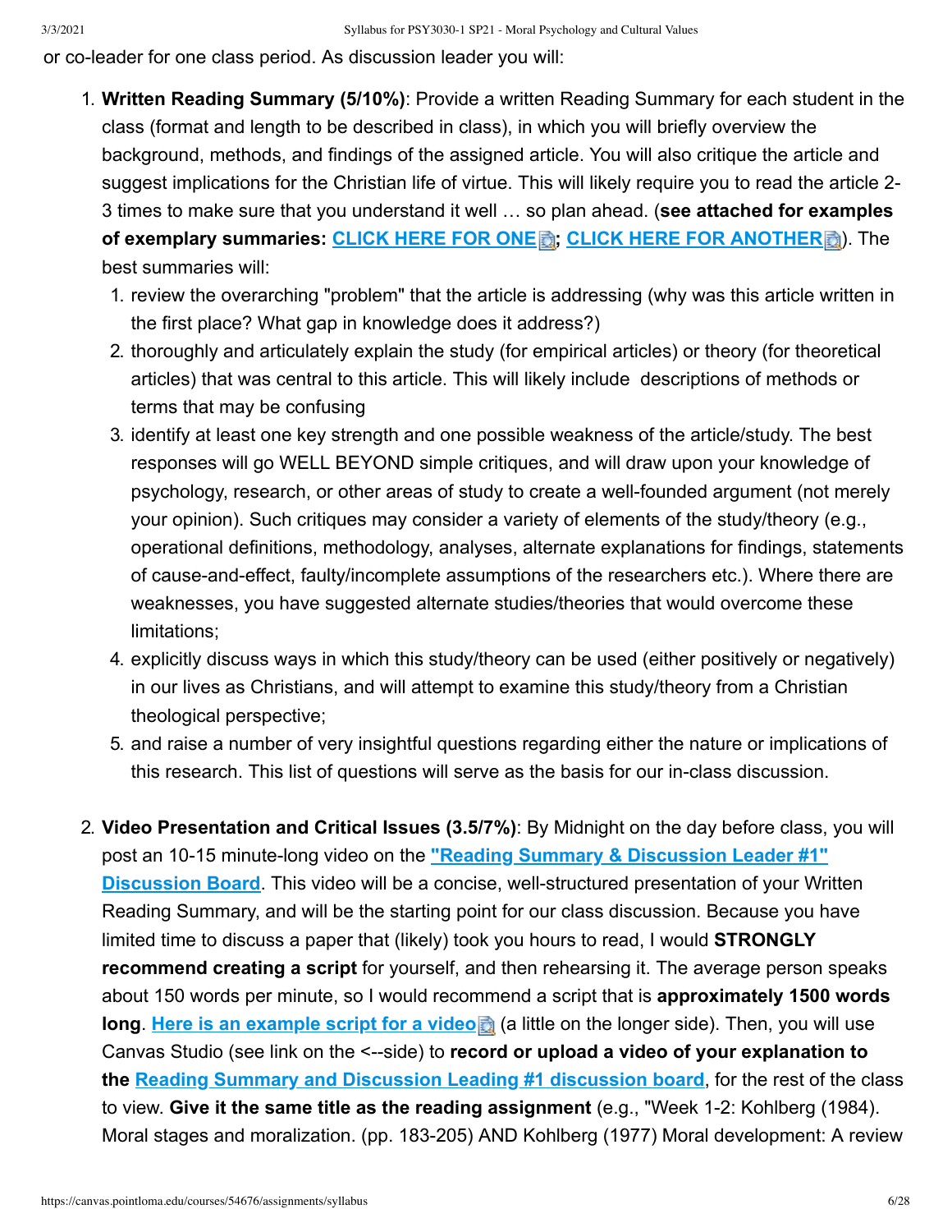or co-leader for one class period. As discussion leader you will:

1. **Written Reading Summary (5/10%)**: Provide a written Reading Summary for each student in the class (format and length to be described in class), in which you will briefly overview the background, methods, and findings of the assigned article. You will also critique the article and suggest implications for the Christian life of virtue. This will likely require you to read the article 2-3 times to make sure that you understand it well … so plan ahead. (**see attached for examples of exemplary summaries: CLICK HERE FOR ONE; CLICK HERE FOR ANOTHER**). The best summaries will:
   1. review the overarching "problem" that the article is addressing (why was this article written in the first place? What gap in knowledge does it address?)
   2. thoroughly and articulately explain the study (for empirical articles) or theory (for theoretical articles) that was central to this article. This will likely include descriptions of methods or terms that may be confusing
   3. identify at least one key strength and one possible weakness of the article/study. The best responses will go WELL BEYOND simple critiques, and will draw upon your knowledge of psychology, research, or other areas of study to create a well-founded argument (not merely your opinion). Such critiques may consider a variety of elements of the study/theory (e.g., operational definitions, methodology, analyses, alternate explanations for findings, statements of cause-and-effect, faulty/incomplete assumptions of the researchers etc.). Where there are weaknesses, you have suggested alternate studies/theories that would overcome these limitations;
   4. explicitly discuss ways in which this study/theory can be used (either positively or negatively) in our lives as Christians, and will attempt to examine this study/theory from a Christian theological perspective;
   5. and raise a number of very insightful questions regarding either the nature or implications of this research. This list of questions will serve as the basis for our in-class discussion.

2. **Video Presentation and Critical Issues (3.5/7%)**: By Midnight on the day before class, you will post an 10-15 minute-long video on the **"Reading Summary & Discussion Leader #1" Discussion Board**. This video will be a concise, well-structured presentation of your Written Reading Summary, and will be the starting point for our class discussion. Because you have limited time to discuss a paper that (likely) took you hours to read, I would **STRONGLY recommend creating a script** for yourself, and then rehearsing it. The average person speaks about 150 words per minute, so I would recommend a script that is **approximately 1500 words long**. **Here is an example script for a video** (a little on the longer side). Then, you will use Canvas Studio (see link on the <--side) to **record or upload a video of your explanation to the Reading Summary and Discussion Leading #1 discussion board**, for the rest of the class to view. **Give it the same title as the reading assignment** (e.g., "Week 1-2: Kohlberg (1984). Moral stages and moralization. (pp. 183-205) AND Kohlberg (1977) Moral development: A review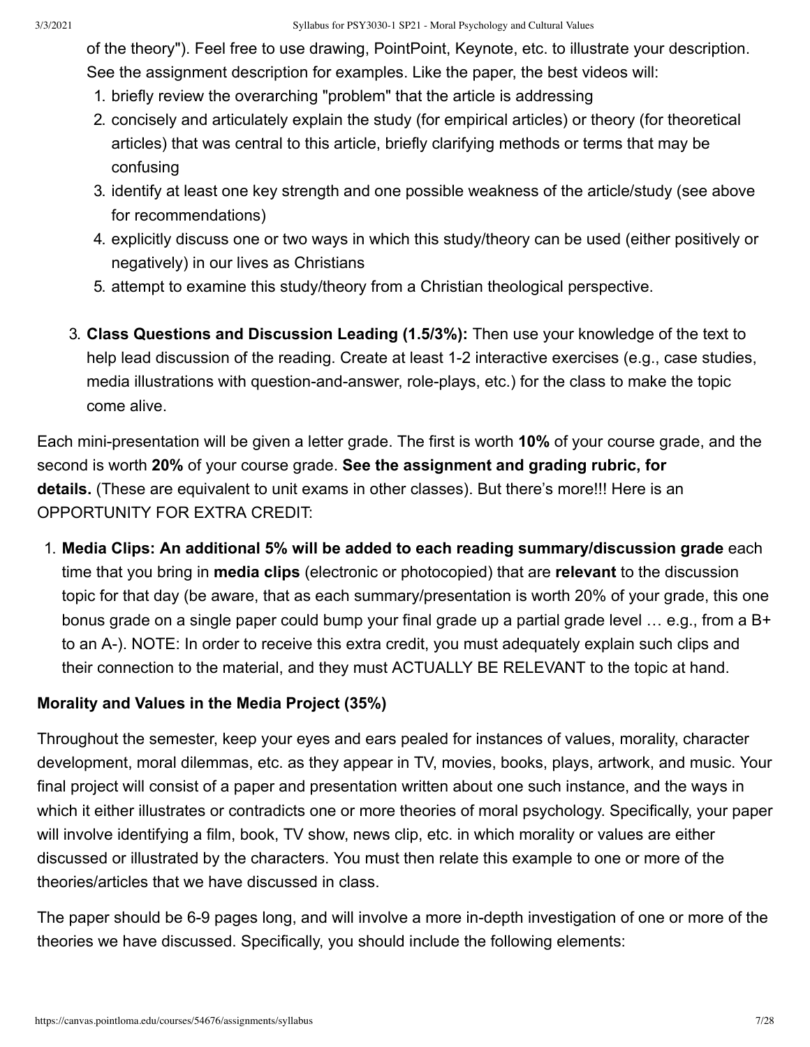of the theory"). Feel free to use drawing, PointPoint, Keynote, etc. to illustrate your description. See the assignment description for examples. Like the paper, the best videos will:

1. briefly review the overarching "problem" that the article is addressing
2. concisely and articulately explain the study (for empirical articles) or theory (for theoretical articles) that was central to this article, briefly clarifying methods or terms that may be confusing
3. identify at least one key strength and one possible weakness of the article/study (see above for recommendations)
4. explicitly discuss one or two ways in which this study/theory can be used (either positively or negatively) in our lives as Christians
5. attempt to examine this study/theory from a Christian theological perspective.

3. **Class Questions and Discussion Leading (1.5/3%):** Then use your knowledge of the text to help lead discussion of the reading. Create at least 1-2 interactive exercises (e.g., case studies, media illustrations with question-and-answer, role-plays, etc.) for the class to make the topic come alive.

Each mini-presentation will be given a letter grade. The first is worth **10%** of your course grade, and the second is worth **20%** of your course grade. **See the assignment and grading rubric, for details.** (These are equivalent to unit exams in other classes). But there's more!!! Here is an OPPORTUNITY FOR EXTRA CREDIT:

1. **Media Clips: An additional 5% will be added to each reading summary/discussion grade** each time that you bring in **media clips** (electronic or photocopied) that are **relevant** to the discussion topic for that day (be aware, that as each summary/presentation is worth 20% of your grade, this one bonus grade on a single paper could bump your final grade up a partial grade level … e.g., from a B+ to an A-). NOTE: In order to receive this extra credit, you must adequately explain such clips and their connection to the material, and they must ACTUALLY BE RELEVANT to the topic at hand.

**Morality and Values in the Media Project (35%)**

Throughout the semester, keep your eyes and ears pealed for instances of values, morality, character development, moral dilemmas, etc. as they appear in TV, movies, books, plays, artwork, and music. Your final project will consist of a paper and presentation written about one such instance, and the ways in which it either illustrates or contradicts one or more theories of moral psychology. Specifically, your paper will involve identifying a film, book, TV show, news clip, etc. in which morality or values are either discussed or illustrated by the characters. You must then relate this example to one or more of the theories/articles that we have discussed in class.

The paper should be 6-9 pages long, and will involve a more in-depth investigation of one or more of the theories we have discussed. Specifically, you should include the following elements: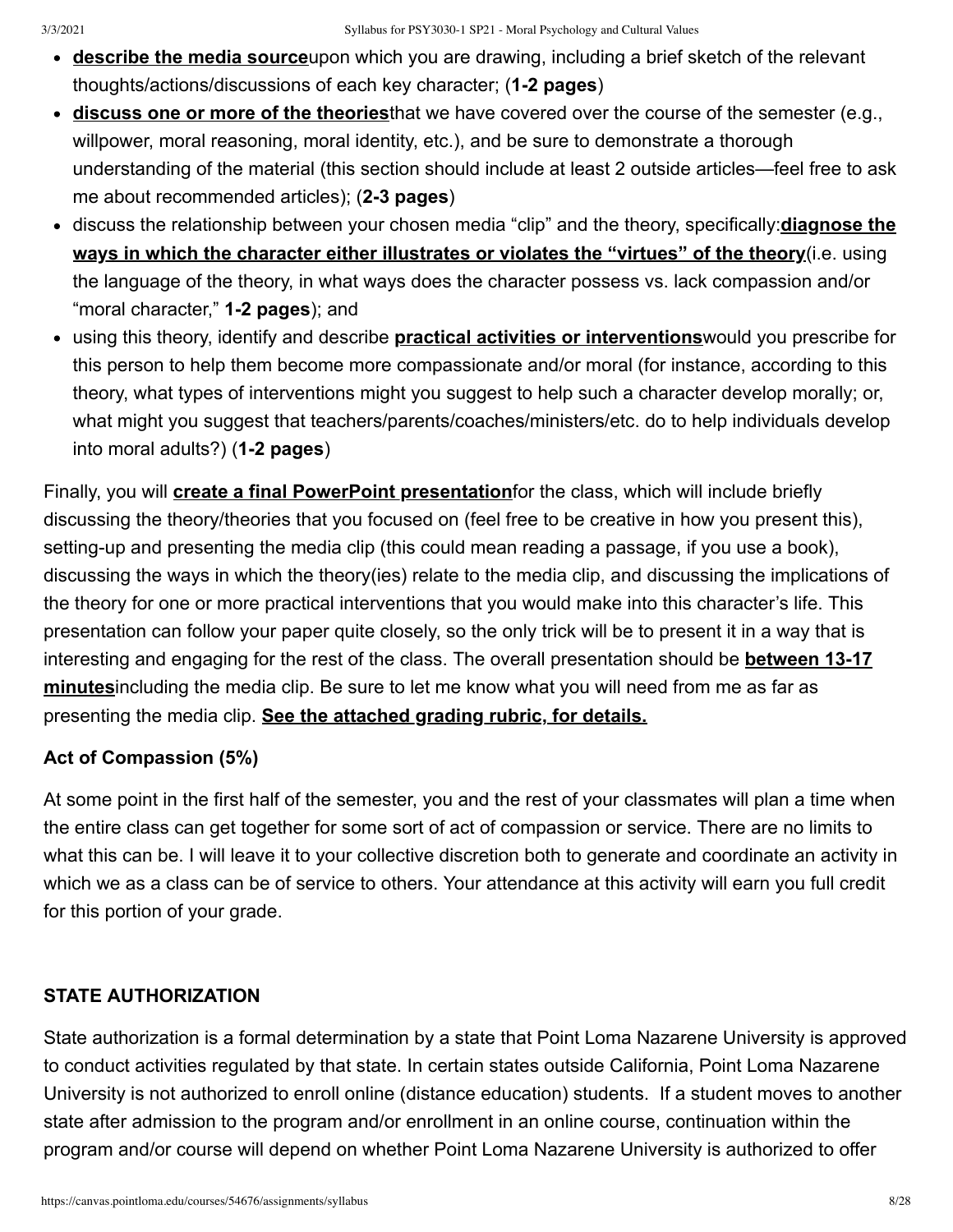- **describe the media source** upon which you are drawing, including a brief sketch of the relevant thoughts/actions/discussions of each key character; (**1-2 pages**)
- **discuss one or more of the theories** that we have covered over the course of the semester (e.g., willpower, moral reasoning, moral identity, etc.), and be sure to demonstrate a thorough understanding of the material (this section should include at least 2 outside articles—feel free to ask me about recommended articles); (**2-3 pages**)
- discuss the relationship between your chosen media "clip" and the theory, specifically: **diagnose the ways in which the character either illustrates or violates the "virtues" of the theory** (i.e. using the language of the theory, in what ways does the character possess vs. lack compassion and/or "moral character," **1-2 pages**); and
- using this theory, identify and describe **practical activities or interventions** would you prescribe for this person to help them become more compassionate and/or moral (for instance, according to this theory, what types of interventions might you suggest to help such a character develop morally; or, what might you suggest that teachers/parents/coaches/ministers/etc. do to help individuals develop into moral adults?) (**1-2 pages**)

Finally, you will **create a final PowerPoint presentation** for the class, which will include briefly discussing the theory/theories that you focused on (feel free to be creative in how you present this), setting-up and presenting the media clip (this could mean reading a passage, if you use a book), discussing the ways in which the theory(ies) relate to the media clip, and discussing the implications of the theory for one or more practical interventions that you would make into this character's life. This presentation can follow your paper quite closely, so the only trick will be to present it in a way that is interesting and engaging for the rest of the class. The overall presentation should be **between 13-17 minutes** including the media clip. Be sure to let me know what you will need from me as far as presenting the media clip. **See the attached grading rubric, for details.**

**Act of Compassion (5%)**

At some point in the first half of the semester, you and the rest of your classmates will plan a time when the entire class can get together for some sort of act of compassion or service. There are no limits to what this can be. I will leave it to your collective discretion both to generate and coordinate an activity in which we as a class can be of service to others. Your attendance at this activity will earn you full credit for this portion of your grade.

## STATE AUTHORIZATION

State authorization is a formal determination by a state that Point Loma Nazarene University is approved to conduct activities regulated by that state. In certain states outside California, Point Loma Nazarene University is not authorized to enroll online (distance education) students. If a student moves to another state after admission to the program and/or enrollment in an online course, continuation within the program and/or course will depend on whether Point Loma Nazarene University is authorized to offer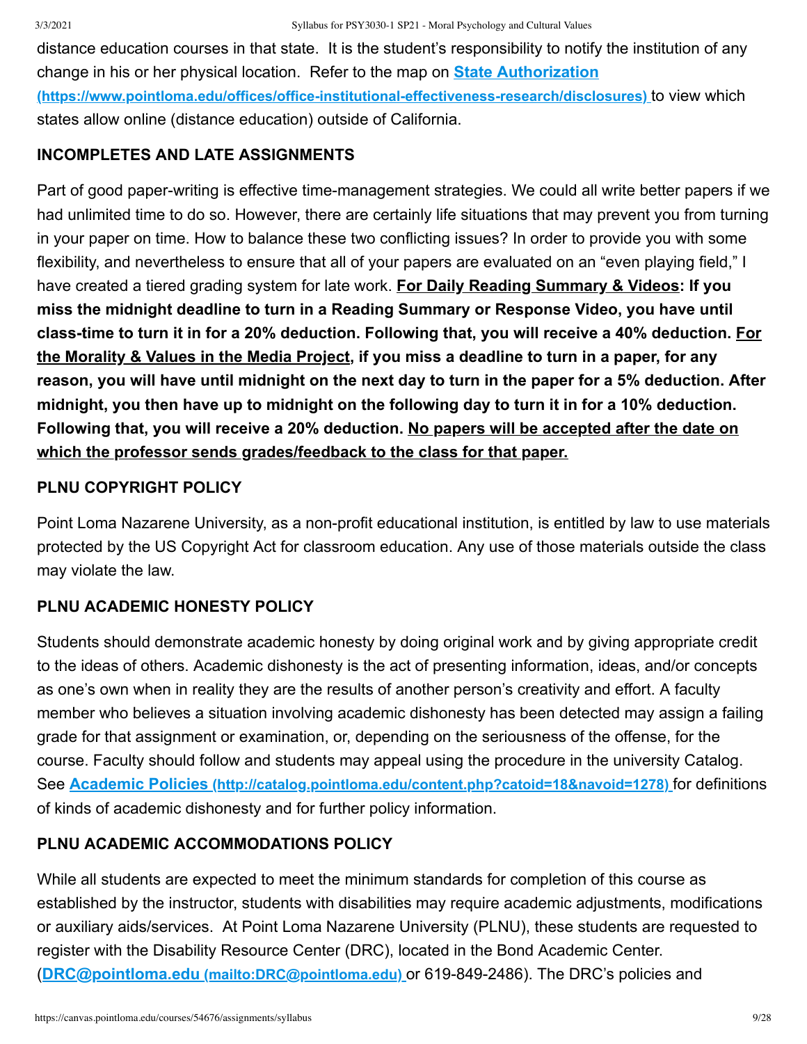distance education courses in that state. It is the student's responsibility to notify the institution of any change in his or her physical location. Refer to the map on **[State Authorization (https://www.pointloma.edu/offices/office-institutional-effectiveness-research/disclosures)](https://www.pointloma.edu/offices/office-institutional-effectiveness-research/disclosures)** to view which states allow online (distance education) outside of California.

### INCOMPLETES AND LATE ASSIGNMENTS

Part of good paper-writing is effective time-management strategies. We could all write better papers if we had unlimited time to do so. However, there are certainly life situations that may prevent you from turning in your paper on time. How to balance these two conflicting issues? In order to provide you with some flexibility, and nevertheless to ensure that all of your papers are evaluated on an "even playing field," I have created a tiered grading system for late work. **<u>For Daily Reading Summary & Videos</u>: If you miss the midnight deadline to turn in a Reading Summary or Response Video, you have until class-time to turn it in for a 20% deduction. Following that, you will receive a 40% deduction. <u>For the Morality & Values in the Media Project</u>, if you miss a deadline to turn in a paper, for any reason, you will have until midnight on the next day to turn in the paper for a 5% deduction. After midnight, you then have up to midnight on the following day to turn it in for a 10% deduction. Following that, you will receive a 20% deduction. <u>No papers will be accepted after the date on which the professor sends grades/feedback to the class for that paper.</u>**

### PLNU COPYRIGHT POLICY

Point Loma Nazarene University, as a non-profit educational institution, is entitled by law to use materials protected by the US Copyright Act for classroom education. Any use of those materials outside the class may violate the law.

### PLNU ACADEMIC HONESTY POLICY

Students should demonstrate academic honesty by doing original work and by giving appropriate credit to the ideas of others. Academic dishonesty is the act of presenting information, ideas, and/or concepts as one's own when in reality they are the results of another person's creativity and effort. A faculty member who believes a situation involving academic dishonesty has been detected may assign a failing grade for that assignment or examination, or, depending on the seriousness of the offense, for the course. Faculty should follow and students may appeal using the procedure in the university Catalog. See **[Academic Policies (http://catalog.pointloma.edu/content.php?catoid=18&navoid=1278)](http://catalog.pointloma.edu/content.php?catoid=18&navoid=1278)** for definitions of kinds of academic dishonesty and for further policy information.

### PLNU ACADEMIC ACCOMMODATIONS POLICY

While all students are expected to meet the minimum standards for completion of this course as established by the instructor, students with disabilities may require academic adjustments, modifications or auxiliary aids/services. At Point Loma Nazarene University (PLNU), these students are requested to register with the Disability Resource Center (DRC), located in the Bond Academic Center. (**[DRC@pointloma.edu (mailto:DRC@pointloma.edu)](mailto:DRC@pointloma.edu)** or 619-849-2486). The DRC's policies and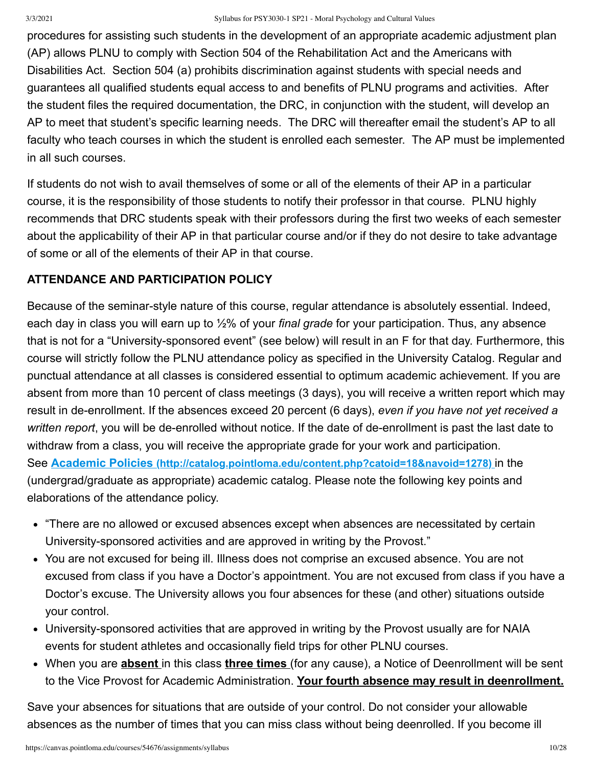procedures for assisting such students in the development of an appropriate academic adjustment plan (AP) allows PLNU to comply with Section 504 of the Rehabilitation Act and the Americans with Disabilities Act. Section 504 (a) prohibits discrimination against students with special needs and guarantees all qualified students equal access to and benefits of PLNU programs and activities. After the student files the required documentation, the DRC, in conjunction with the student, will develop an AP to meet that student's specific learning needs. The DRC will thereafter email the student's AP to all faculty who teach courses in which the student is enrolled each semester. The AP must be implemented in all such courses.

If students do not wish to avail themselves of some or all of the elements of their AP in a particular course, it is the responsibility of those students to notify their professor in that course. PLNU highly recommends that DRC students speak with their professors during the first two weeks of each semester about the applicability of their AP in that particular course and/or if they do not desire to take advantage of some or all of the elements of their AP in that course.

**ATTENDANCE AND PARTICIPATION POLICY**

Because of the seminar-style nature of this course, regular attendance is absolutely essential. Indeed, each day in class you will earn up to ½% of your *final grade* for your participation. Thus, any absence that is not for a "University-sponsored event" (see below) will result in an F for that day. Furthermore, this course will strictly follow the PLNU attendance policy as specified in the University Catalog. Regular and punctual attendance at all classes is considered essential to optimum academic achievement. If you are absent from more than 10 percent of class meetings (3 days), you will receive a written report which may result in de-enrollment. If the absences exceed 20 percent (6 days), *even if you have not yet received a written report*, you will be de-enrolled without notice. If the date of de-enrollment is past the last date to withdraw from a class, you will receive the appropriate grade for your work and participation. See [**Academic Policies** (http://catalog.pointloma.edu/content.php?catoid=18&navoid=1278)](http://catalog.pointloma.edu/content.php?catoid=18&navoid=1278) in the (undergrad/graduate as appropriate) academic catalog. Please note the following key points and elaborations of the attendance policy.

- "There are no allowed or excused absences except when absences are necessitated by certain University-sponsored activities and are approved in writing by the Provost."
- You are not excused for being ill. Illness does not comprise an excused absence. You are not excused from class if you have a Doctor's appointment. You are not excused from class if you have a Doctor's excuse. The University allows you four absences for these (and other) situations outside your control.
- University-sponsored activities that are approved in writing by the Provost usually are for NAIA events for student athletes and occasionally field trips for other PLNU courses.
- When you are **absent** in this class **three times** (for any cause), a Notice of Deenrollment will be sent to the Vice Provost for Academic Administration. **Your fourth absence may result in deenrollment.**

Save your absences for situations that are outside of your control. Do not consider your allowable absences as the number of times that you can miss class without being deenrolled. If you become ill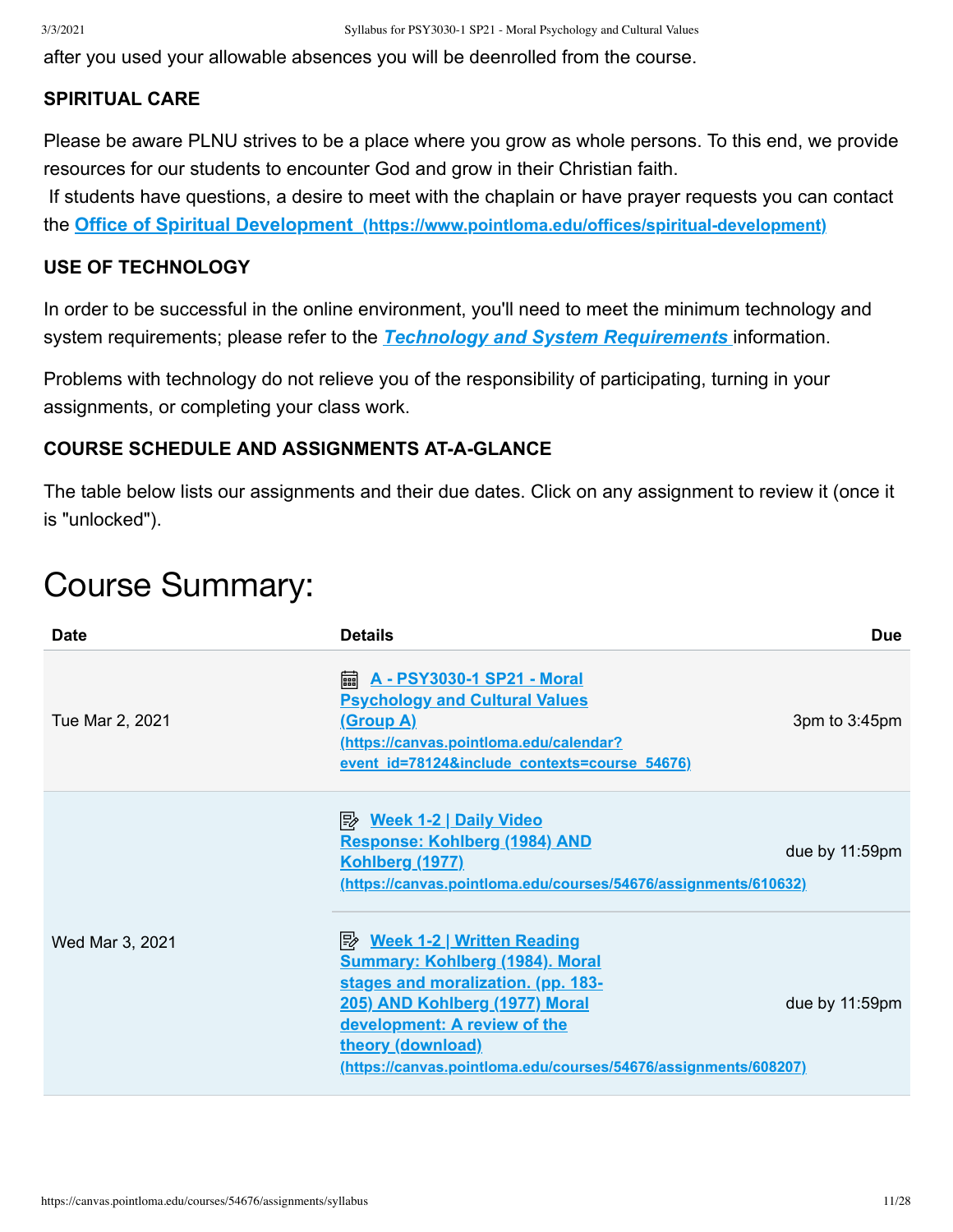after you used your allowable absences you will be deenrolled from the course.

**SPIRITUAL CARE**

Please be aware PLNU strives to be a place where you grow as whole persons. To this end, we provide resources for our students to encounter God and grow in their Christian faith.

If students have questions, a desire to meet with the chaplain or have prayer requests you can contact the **[Office of Spiritual Development (https://www.pointloma.edu/offices/spiritual-development)](https://www.pointloma.edu/offices/spiritual-development)**

**USE OF TECHNOLOGY**

In order to be successful in the online environment, you'll need to meet the minimum technology and system requirements; please refer to the ***Technology and System Requirements*** information.

Problems with technology do not relieve you of the responsibility of participating, turning in your assignments, or completing your class work.

**COURSE SCHEDULE AND ASSIGNMENTS AT-A-GLANCE**

The table below lists our assignments and their due dates. Click on any assignment to review it (once it is "unlocked").

# Course Summary:

| Date | Details | Due |
|---|---|---|
| Tue Mar 2, 2021 | **A - PSY3030-1 SP21 - Moral Psychology and Cultural Values (Group A)** (https://canvas.pointloma.edu/calendar?event_id=78124&include_contexts=course_54676) | 3pm to 3:45pm |
| Wed Mar 3, 2021 | **Week 1-2 \| Daily Video Response: Kohlberg (1984) AND Kohlberg (1977)** (https://canvas.pointloma.edu/courses/54676/assignments/610632) | due by 11:59pm |
| | **Week 1-2 \| Written Reading Summary: Kohlberg (1984). Moral stages and moralization. (pp. 183-205) AND Kohlberg (1977) Moral development: A review of the theory (download)** (https://canvas.pointloma.edu/courses/54676/assignments/608207) | due by 11:59pm |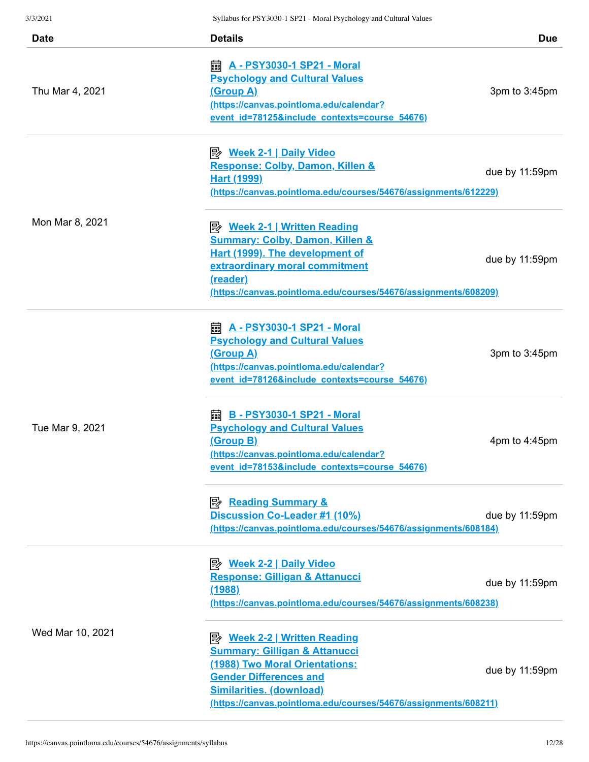| Date | Details | Due |
|---|---|---|
| Thu Mar 4, 2021 | [A - PSY3030-1 SP21 - Moral Psychology and Cultural Values (Group A)](https://canvas.pointloma.edu/calendar?event_id=78125&include_contexts=course_54676) (https://canvas.pointloma.edu/calendar?event_id=78125&include_contexts=course_54676) | 3pm to 3:45pm |
| Mon Mar 8, 2021 | [Week 2-1 \| Daily Video Response: Colby, Damon, Killen & Hart (1999)](https://canvas.pointloma.edu/courses/54676/assignments/612229) (https://canvas.pointloma.edu/courses/54676/assignments/612229) | due by 11:59pm |
| | [Week 2-1 \| Written Reading Summary: Colby, Damon, Killen & Hart (1999). The development of extraordinary moral commitment (reader)](https://canvas.pointloma.edu/courses/54676/assignments/608209) (https://canvas.pointloma.edu/courses/54676/assignments/608209) | due by 11:59pm |
| Tue Mar 9, 2021 | [A - PSY3030-1 SP21 - Moral Psychology and Cultural Values (Group A)](https://canvas.pointloma.edu/calendar?event_id=78126&include_contexts=course_54676) (https://canvas.pointloma.edu/calendar?event_id=78126&include_contexts=course_54676) | 3pm to 3:45pm |
| | [B - PSY3030-1 SP21 - Moral Psychology and Cultural Values (Group B)](https://canvas.pointloma.edu/calendar?event_id=78153&include_contexts=course_54676) (https://canvas.pointloma.edu/calendar?event_id=78153&include_contexts=course_54676) | 4pm to 4:45pm |
| | [Reading Summary & Discussion Co-Leader #1 (10%)](https://canvas.pointloma.edu/courses/54676/assignments/608184) (https://canvas.pointloma.edu/courses/54676/assignments/608184) | due by 11:59pm |
| Wed Mar 10, 2021 | [Week 2-2 \| Daily Video Response: Gilligan & Attanucci (1988)](https://canvas.pointloma.edu/courses/54676/assignments/608238) (https://canvas.pointloma.edu/courses/54676/assignments/608238) | due by 11:59pm |
| | [Week 2-2 \| Written Reading Summary: Gilligan & Attanucci (1988) Two Moral Orientations: Gender Differences and Similarities. (download)](https://canvas.pointloma.edu/courses/54676/assignments/608211) (https://canvas.pointloma.edu/courses/54676/assignments/608211) | due by 11:59pm |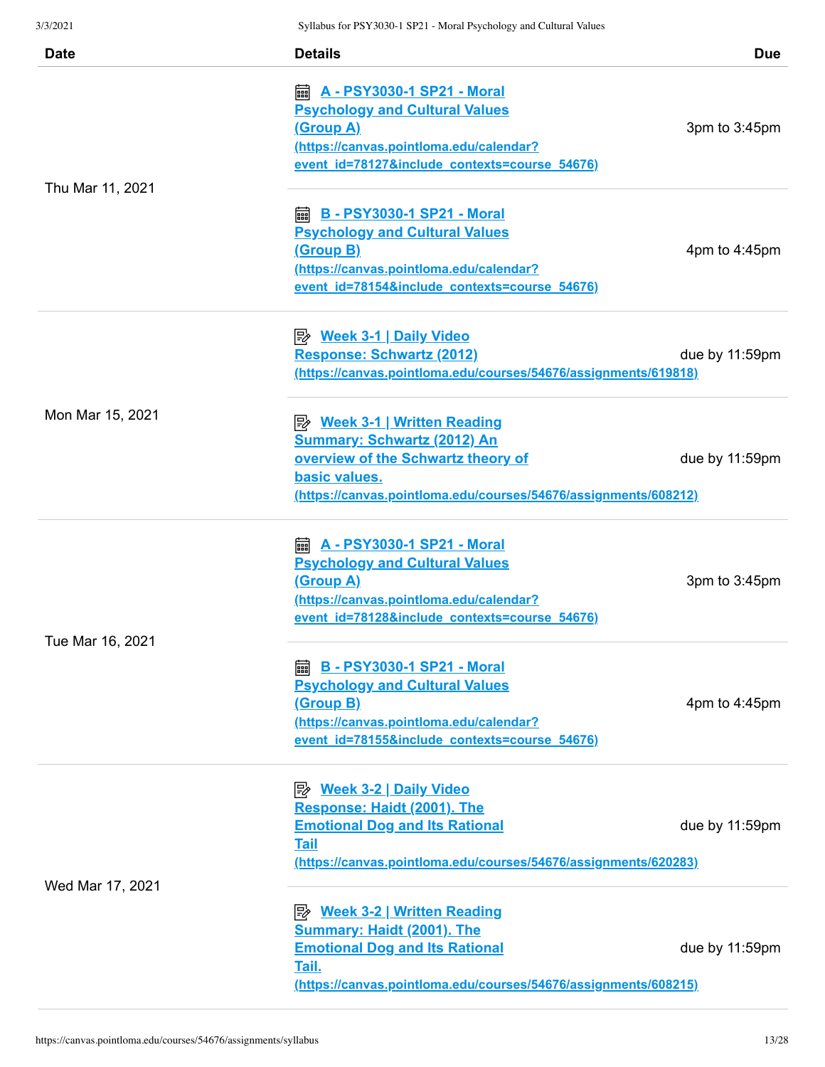| Date | Details | Due |
| --- | --- | --- |
| Thu Mar 11, 2021 | [A - PSY3030-1 SP21 - Moral Psychology and Cultural Values (Group A)](https://canvas.pointloma.edu/calendar?event_id=78127&include_contexts=course_54676) (https://canvas.pointloma.edu/calendar?event_id=78127&include_contexts=course_54676) | 3pm to 3:45pm |
| | [B - PSY3030-1 SP21 - Moral Psychology and Cultural Values (Group B)](https://canvas.pointloma.edu/calendar?event_id=78154&include_contexts=course_54676) (https://canvas.pointloma.edu/calendar?event_id=78154&include_contexts=course_54676) | 4pm to 4:45pm |
| Mon Mar 15, 2021 | [Week 3-1 \| Daily Video Response: Schwartz (2012)](https://canvas.pointloma.edu/courses/54676/assignments/619818) (https://canvas.pointloma.edu/courses/54676/assignments/619818) | due by 11:59pm |
| | [Week 3-1 \| Written Reading Summary: Schwartz (2012) An overview of the Schwartz theory of basic values.](https://canvas.pointloma.edu/courses/54676/assignments/608212) (https://canvas.pointloma.edu/courses/54676/assignments/608212) | due by 11:59pm |
| Tue Mar 16, 2021 | [A - PSY3030-1 SP21 - Moral Psychology and Cultural Values (Group A)](https://canvas.pointloma.edu/calendar?event_id=78128&include_contexts=course_54676) (https://canvas.pointloma.edu/calendar?event_id=78128&include_contexts=course_54676) | 3pm to 3:45pm |
| | [B - PSY3030-1 SP21 - Moral Psychology and Cultural Values (Group B)](https://canvas.pointloma.edu/calendar?event_id=78155&include_contexts=course_54676) (https://canvas.pointloma.edu/calendar?event_id=78155&include_contexts=course_54676) | 4pm to 4:45pm |
| Wed Mar 17, 2021 | [Week 3-2 \| Daily Video Response: Haidt (2001). The Emotional Dog and Its Rational Tail](https://canvas.pointloma.edu/courses/54676/assignments/620283) (https://canvas.pointloma.edu/courses/54676/assignments/620283) | due by 11:59pm |
| | [Week 3-2 \| Written Reading Summary: Haidt (2001). The Emotional Dog and Its Rational Tail.](https://canvas.pointloma.edu/courses/54676/assignments/608215) (https://canvas.pointloma.edu/courses/54676/assignments/608215) | due by 11:59pm |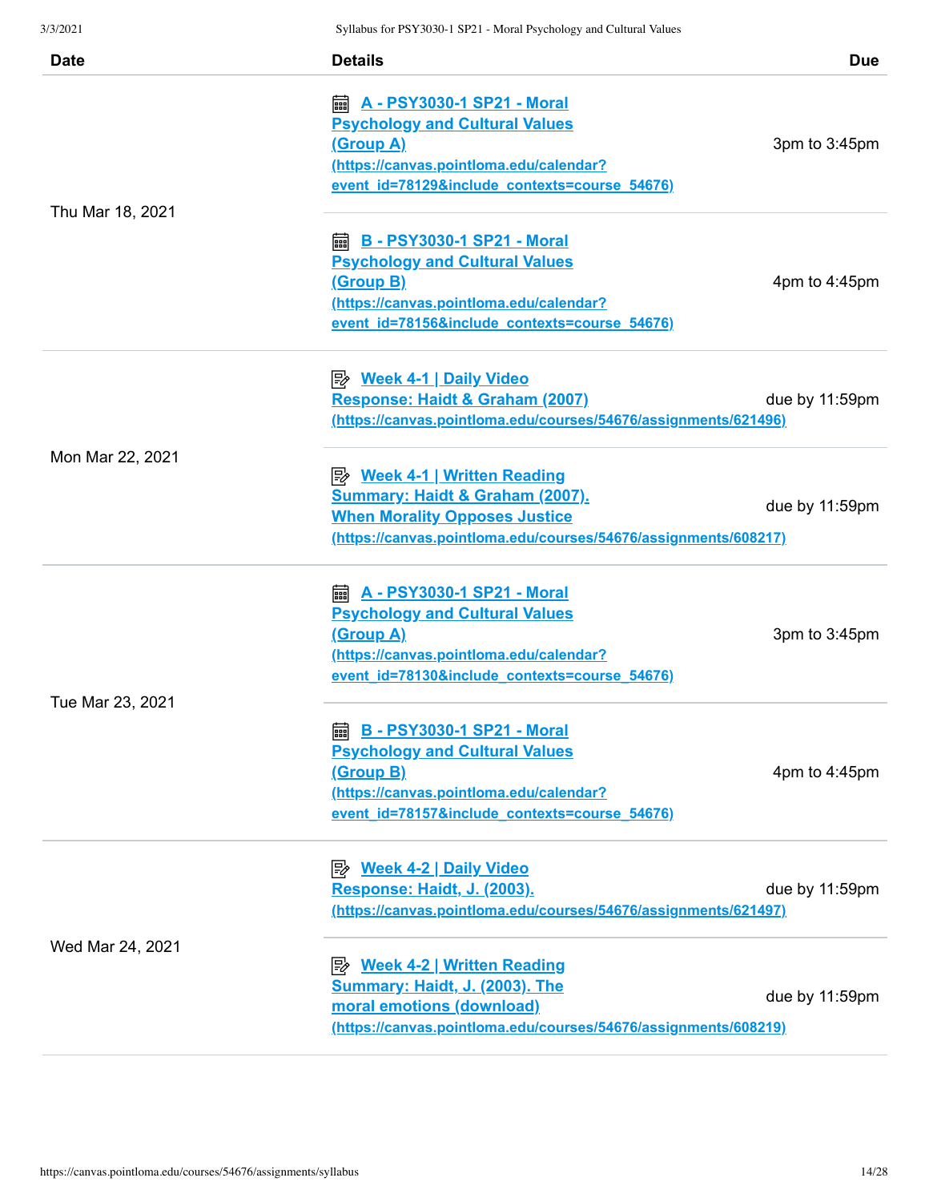| Date | Details | Due |
| --- | --- | --- |
| Thu Mar 18, 2021 | A - PSY3030-1 SP21 - Moral Psychology and Cultural Values (Group A) (https://canvas.pointloma.edu/calendar?event_id=78129&include_contexts=course_54676) | 3pm to 3:45pm |
| | B - PSY3030-1 SP21 - Moral Psychology and Cultural Values (Group B) (https://canvas.pointloma.edu/calendar?event_id=78156&include_contexts=course_54676) | 4pm to 4:45pm |
| Mon Mar 22, 2021 | Week 4-1 \| Daily Video Response: Haidt & Graham (2007) (https://canvas.pointloma.edu/courses/54676/assignments/621496) | due by 11:59pm |
| | Week 4-1 \| Written Reading Summary: Haidt & Graham (2007). When Morality Opposes Justice (https://canvas.pointloma.edu/courses/54676/assignments/608217) | due by 11:59pm |
| Tue Mar 23, 2021 | A - PSY3030-1 SP21 - Moral Psychology and Cultural Values (Group A) (https://canvas.pointloma.edu/calendar?event_id=78130&include_contexts=course_54676) | 3pm to 3:45pm |
| | B - PSY3030-1 SP21 - Moral Psychology and Cultural Values (Group B) (https://canvas.pointloma.edu/calendar?event_id=78157&include_contexts=course_54676) | 4pm to 4:45pm |
| Wed Mar 24, 2021 | Week 4-2 \| Daily Video Response: Haidt, J. (2003). (https://canvas.pointloma.edu/courses/54676/assignments/621497) | due by 11:59pm |
| | Week 4-2 \| Written Reading Summary: Haidt, J. (2003). The moral emotions (download) (https://canvas.pointloma.edu/courses/54676/assignments/608219) | due by 11:59pm |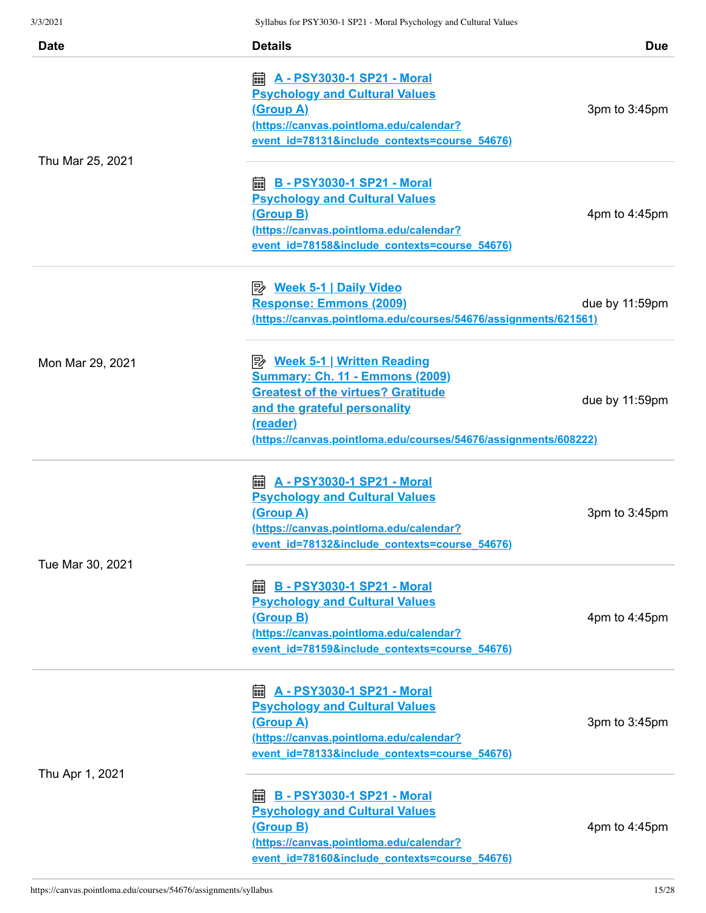| Date | Details | Due |
|---|---|---|
| Thu Mar 25, 2021 | A - PSY3030-1 SP21 - Moral Psychology and Cultural Values (Group A) (https://canvas.pointloma.edu/calendar?event_id=78131&include_contexts=course_54676) | 3pm to 3:45pm |
| | B - PSY3030-1 SP21 - Moral Psychology and Cultural Values (Group B) (https://canvas.pointloma.edu/calendar?event_id=78158&include_contexts=course_54676) | 4pm to 4:45pm |
| Mon Mar 29, 2021 | Week 5-1 \| Daily Video Response: Emmons (2009) (https://canvas.pointloma.edu/courses/54676/assignments/621561) | due by 11:59pm |
| | Week 5-1 \| Written Reading Summary: Ch. 11 - Emmons (2009) Greatest of the virtues? Gratitude and the grateful personality (reader) (https://canvas.pointloma.edu/courses/54676/assignments/608222) | due by 11:59pm |
| Tue Mar 30, 2021 | A - PSY3030-1 SP21 - Moral Psychology and Cultural Values (Group A) (https://canvas.pointloma.edu/calendar?event_id=78132&include_contexts=course_54676) | 3pm to 3:45pm |
| | B - PSY3030-1 SP21 - Moral Psychology and Cultural Values (Group B) (https://canvas.pointloma.edu/calendar?event_id=78159&include_contexts=course_54676) | 4pm to 4:45pm |
| Thu Apr 1, 2021 | A - PSY3030-1 SP21 - Moral Psychology and Cultural Values (Group A) (https://canvas.pointloma.edu/calendar?event_id=78133&include_contexts=course_54676) | 3pm to 3:45pm |
| | B - PSY3030-1 SP21 - Moral Psychology and Cultural Values (Group B) (https://canvas.pointloma.edu/calendar?event_id=78160&include_contexts=course_54676) | 4pm to 4:45pm |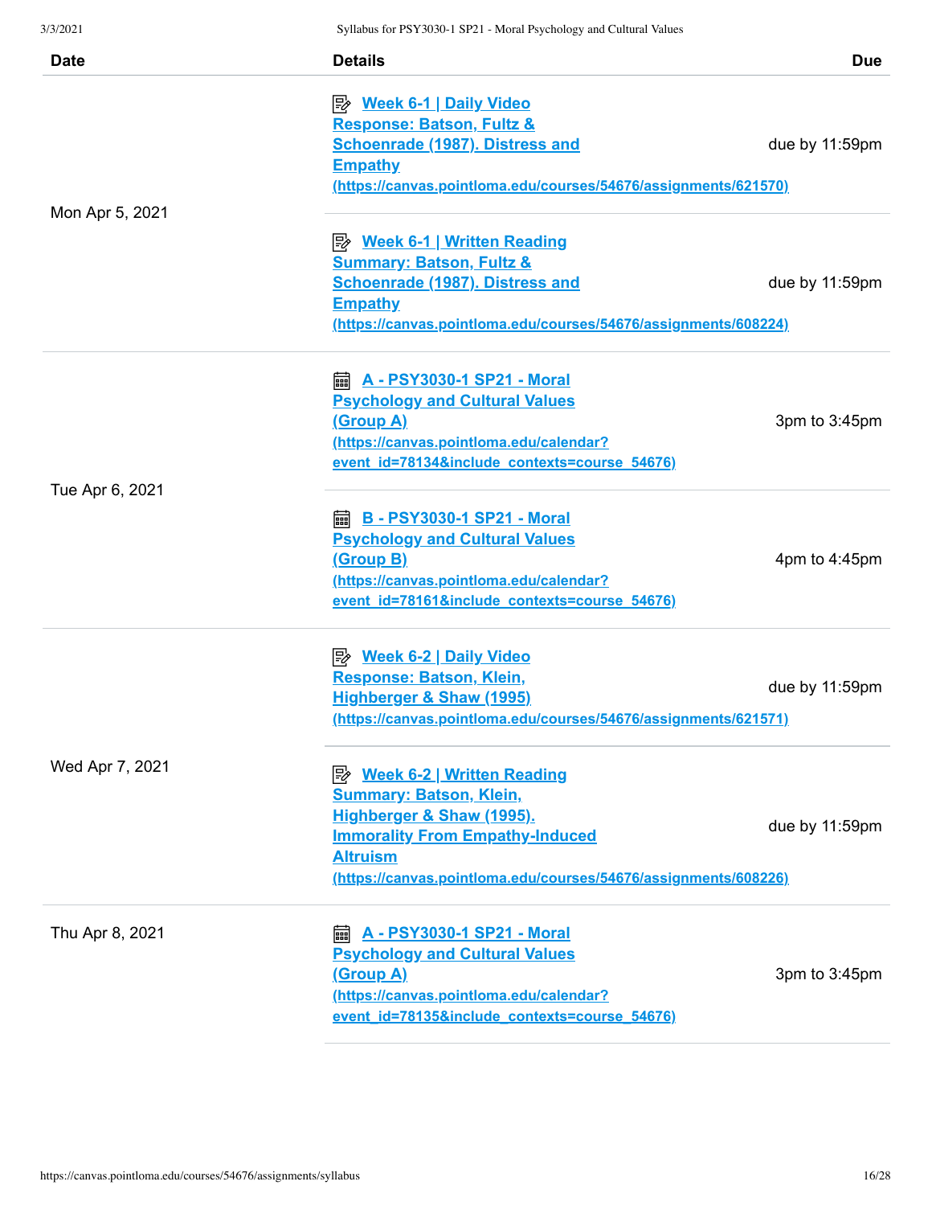| Date | Details | Due |
|---|---|---|
| Mon Apr 5, 2021 | Week 6-1 \| Daily Video Response: Batson, Fultz & Schoenrade (1987). Distress and Empathy (https://canvas.pointloma.edu/courses/54676/assignments/621570) | due by 11:59pm |
| | Week 6-1 \| Written Reading Summary: Batson, Fultz & Schoenrade (1987). Distress and Empathy (https://canvas.pointloma.edu/courses/54676/assignments/608224) | due by 11:59pm |
| Tue Apr 6, 2021 | A - PSY3030-1 SP21 - Moral Psychology and Cultural Values (Group A) (https://canvas.pointloma.edu/calendar?event_id=78134&include_contexts=course_54676) | 3pm to 3:45pm |
| | B - PSY3030-1 SP21 - Moral Psychology and Cultural Values (Group B) (https://canvas.pointloma.edu/calendar?event_id=78161&include_contexts=course_54676) | 4pm to 4:45pm |
| Wed Apr 7, 2021 | Week 6-2 \| Daily Video Response: Batson, Klein, Highberger & Shaw (1995) (https://canvas.pointloma.edu/courses/54676/assignments/621571) | due by 11:59pm |
| | Week 6-2 \| Written Reading Summary: Batson, Klein, Highberger & Shaw (1995). Immorality From Empathy-Induced Altruism (https://canvas.pointloma.edu/courses/54676/assignments/608226) | due by 11:59pm |
| Thu Apr 8, 2021 | A - PSY3030-1 SP21 - Moral Psychology and Cultural Values (Group A) (https://canvas.pointloma.edu/calendar?event_id=78135&include_contexts=course_54676) | 3pm to 3:45pm |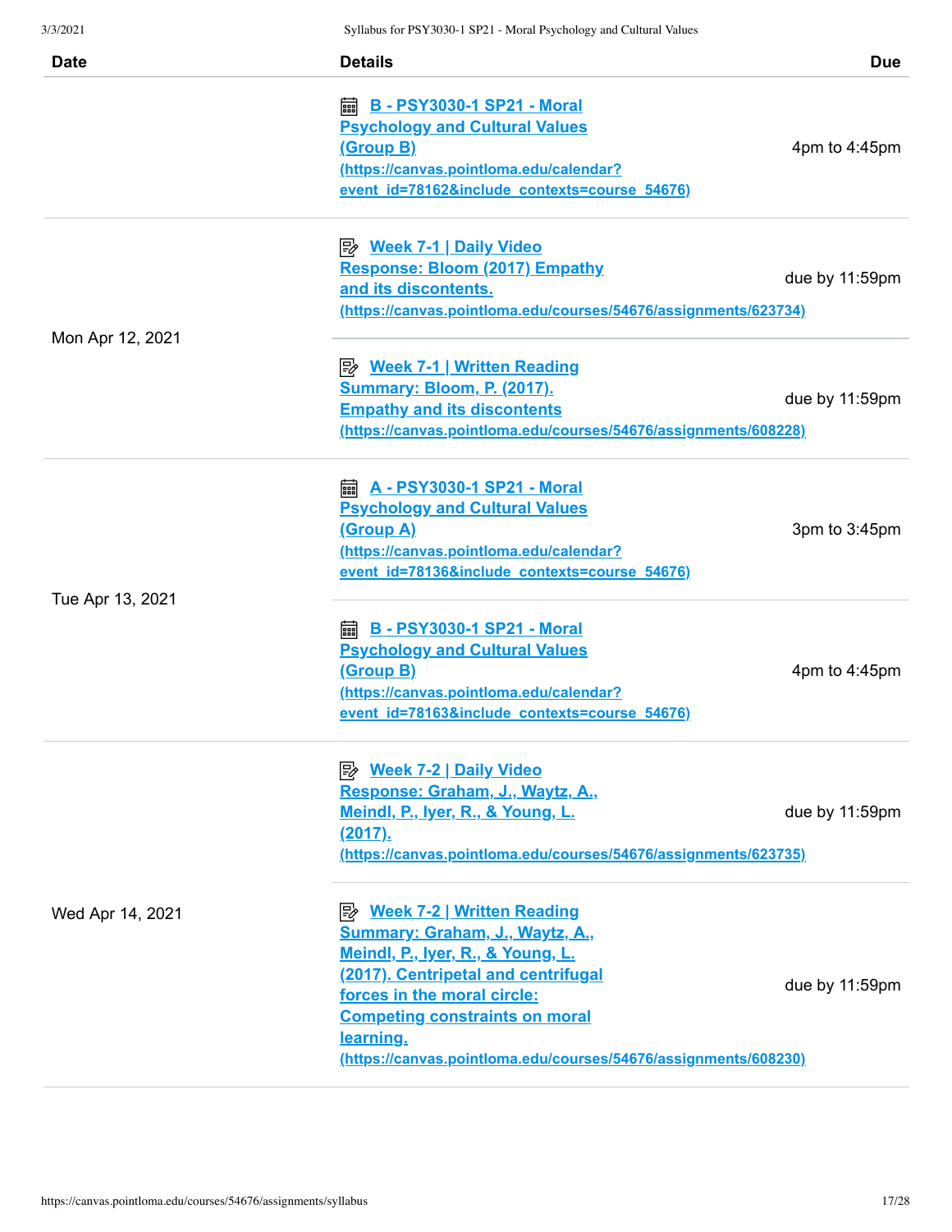| Date | Details | Due |
| --- | --- | --- |
| | [B - PSY3030-1 SP21 - Moral Psychology and Cultural Values (Group B) (https://canvas.pointloma.edu/calendar?event_id=78162&include_contexts=course_54676)](https://canvas.pointloma.edu/calendar?event_id=78162&include_contexts=course_54676) | 4pm to 4:45pm |
| Mon Apr 12, 2021 | [Week 7-1 \| Daily Video Response: Bloom (2017) Empathy and its discontents. (https://canvas.pointloma.edu/courses/54676/assignments/623734)](https://canvas.pointloma.edu/courses/54676/assignments/623734) | due by 11:59pm |
| | [Week 7-1 \| Written Reading Summary: Bloom, P. (2017). Empathy and its discontents (https://canvas.pointloma.edu/courses/54676/assignments/608228)](https://canvas.pointloma.edu/courses/54676/assignments/608228) | due by 11:59pm |
| Tue Apr 13, 2021 | [A - PSY3030-1 SP21 - Moral Psychology and Cultural Values (Group A) (https://canvas.pointloma.edu/calendar?event_id=78136&include_contexts=course_54676)](https://canvas.pointloma.edu/calendar?event_id=78136&include_contexts=course_54676) | 3pm to 3:45pm |
| | [B - PSY3030-1 SP21 - Moral Psychology and Cultural Values (Group B) (https://canvas.pointloma.edu/calendar?event_id=78163&include_contexts=course_54676)](https://canvas.pointloma.edu/calendar?event_id=78163&include_contexts=course_54676) | 4pm to 4:45pm |
| Wed Apr 14, 2021 | [Week 7-2 \| Daily Video Response: Graham, J., Waytz, A., Meindl, P., Iyer, R., & Young, L. (2017). (https://canvas.pointloma.edu/courses/54676/assignments/623735)](https://canvas.pointloma.edu/courses/54676/assignments/623735) | due by 11:59pm |
| | [Week 7-2 \| Written Reading Summary: Graham, J., Waytz, A., Meindl, P., Iyer, R., & Young, L. (2017). Centripetal and centrifugal forces in the moral circle: Competing constraints on moral learning. (https://canvas.pointloma.edu/courses/54676/assignments/608230)](https://canvas.pointloma.edu/courses/54676/assignments/608230) | due by 11:59pm |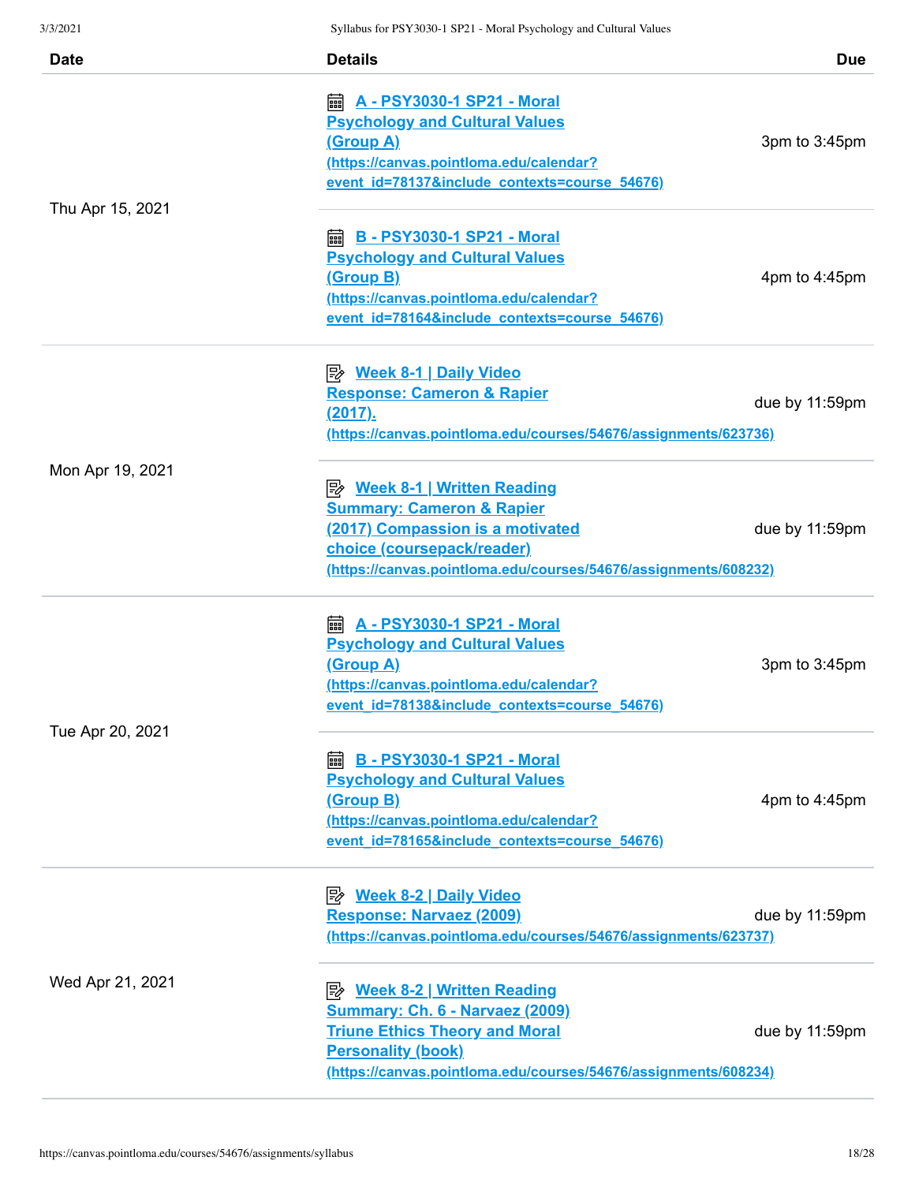| Date | Details | Due |
|---|---|---|
| Thu Apr 15, 2021 | [A - PSY3030-1 SP21 - Moral Psychology and Cultural Values (Group A)](https://canvas.pointloma.edu/calendar?event_id=78137&include_contexts=course_54676) (https://canvas.pointloma.edu/calendar?event_id=78137&include_contexts=course_54676) | 3pm to 3:45pm |
| | [B - PSY3030-1 SP21 - Moral Psychology and Cultural Values (Group B)](https://canvas.pointloma.edu/calendar?event_id=78164&include_contexts=course_54676) (https://canvas.pointloma.edu/calendar?event_id=78164&include_contexts=course_54676) | 4pm to 4:45pm |
| Mon Apr 19, 2021 | [Week 8-1 \| Daily Video Response: Cameron & Rapier (2017).](https://canvas.pointloma.edu/courses/54676/assignments/623736) (https://canvas.pointloma.edu/courses/54676/assignments/623736) | due by 11:59pm |
| | [Week 8-1 \| Written Reading Summary: Cameron & Rapier (2017) Compassion is a motivated choice (coursepack/reader)](https://canvas.pointloma.edu/courses/54676/assignments/608232) (https://canvas.pointloma.edu/courses/54676/assignments/608232) | due by 11:59pm |
| Tue Apr 20, 2021 | [A - PSY3030-1 SP21 - Moral Psychology and Cultural Values (Group A)](https://canvas.pointloma.edu/calendar?event_id=78138&include_contexts=course_54676) (https://canvas.pointloma.edu/calendar?event_id=78138&include_contexts=course_54676) | 3pm to 3:45pm |
| | [B - PSY3030-1 SP21 - Moral Psychology and Cultural Values (Group B)](https://canvas.pointloma.edu/calendar?event_id=78165&include_contexts=course_54676) (https://canvas.pointloma.edu/calendar?event_id=78165&include_contexts=course_54676) | 4pm to 4:45pm |
| Wed Apr 21, 2021 | [Week 8-2 \| Daily Video Response: Narvaez (2009)](https://canvas.pointloma.edu/courses/54676/assignments/623737) (https://canvas.pointloma.edu/courses/54676/assignments/623737) | due by 11:59pm |
| | [Week 8-2 \| Written Reading Summary: Ch. 6 - Narvaez (2009) Triune Ethics Theory and Moral Personality (book)](https://canvas.pointloma.edu/courses/54676/assignments/608234) (https://canvas.pointloma.edu/courses/54676/assignments/608234) | due by 11:59pm |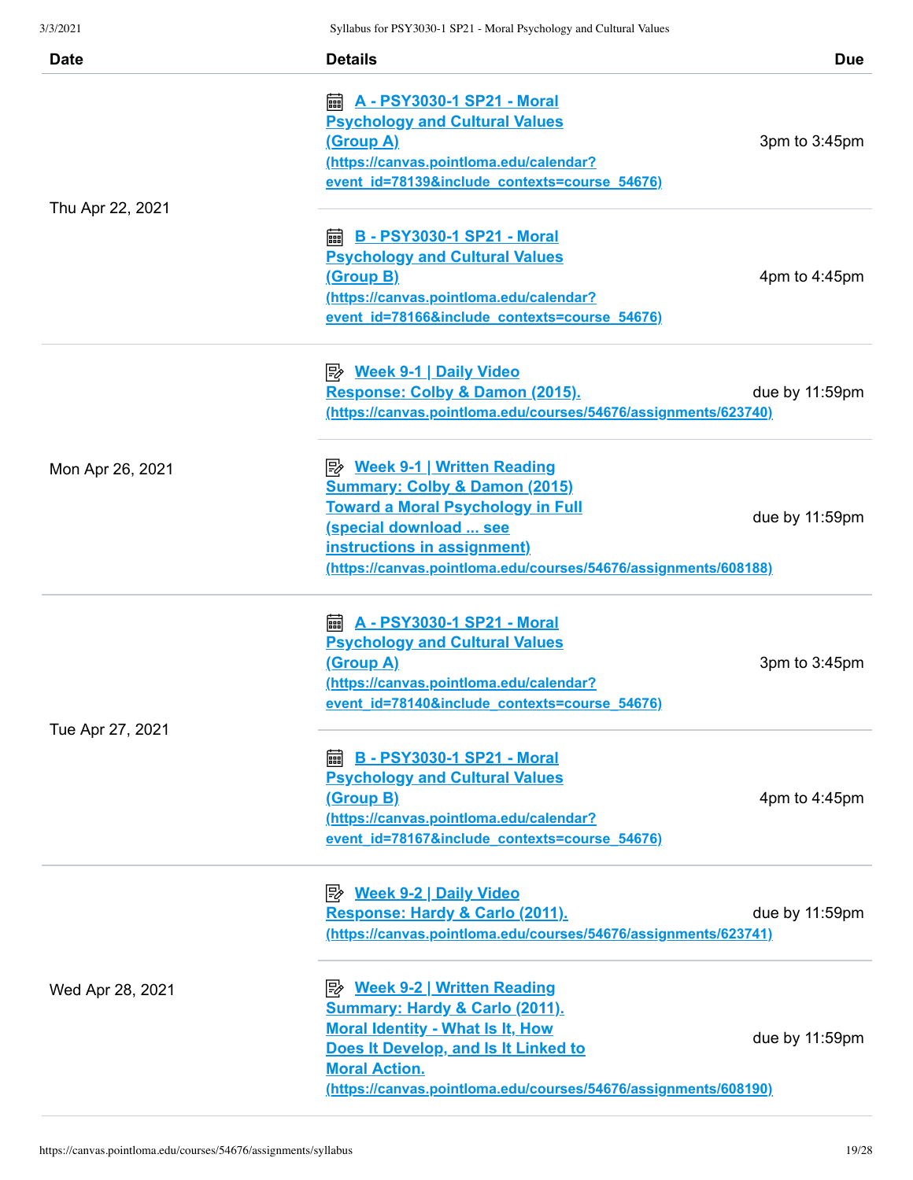| Date | Details | Due |
|---|---|---|
| Thu Apr 22, 2021 | A - PSY3030-1 SP21 - Moral Psychology and Cultural Values (Group A) (https://canvas.pointloma.edu/calendar?event_id=78139&include_contexts=course_54676) | 3pm to 3:45pm |
| | B - PSY3030-1 SP21 - Moral Psychology and Cultural Values (Group B) (https://canvas.pointloma.edu/calendar?event_id=78166&include_contexts=course_54676) | 4pm to 4:45pm |
| Mon Apr 26, 2021 | Week 9-1 \| Daily Video Response: Colby & Damon (2015). (https://canvas.pointloma.edu/courses/54676/assignments/623740) | due by 11:59pm |
| | Week 9-1 \| Written Reading Summary: Colby & Damon (2015) Toward a Moral Psychology in Full (special download ... see instructions in assignment) (https://canvas.pointloma.edu/courses/54676/assignments/608188) | due by 11:59pm |
| Tue Apr 27, 2021 | A - PSY3030-1 SP21 - Moral Psychology and Cultural Values (Group A) (https://canvas.pointloma.edu/calendar?event_id=78140&include_contexts=course_54676) | 3pm to 3:45pm |
| | B - PSY3030-1 SP21 - Moral Psychology and Cultural Values (Group B) (https://canvas.pointloma.edu/calendar?event_id=78167&include_contexts=course_54676) | 4pm to 4:45pm |
| Wed Apr 28, 2021 | Week 9-2 \| Daily Video Response: Hardy & Carlo (2011). (https://canvas.pointloma.edu/courses/54676/assignments/623741) | due by 11:59pm |
| | Week 9-2 \| Written Reading Summary: Hardy & Carlo (2011). Moral Identity - What Is It, How Does It Develop, and Is It Linked to Moral Action. (https://canvas.pointloma.edu/courses/54676/assignments/608190) | due by 11:59pm |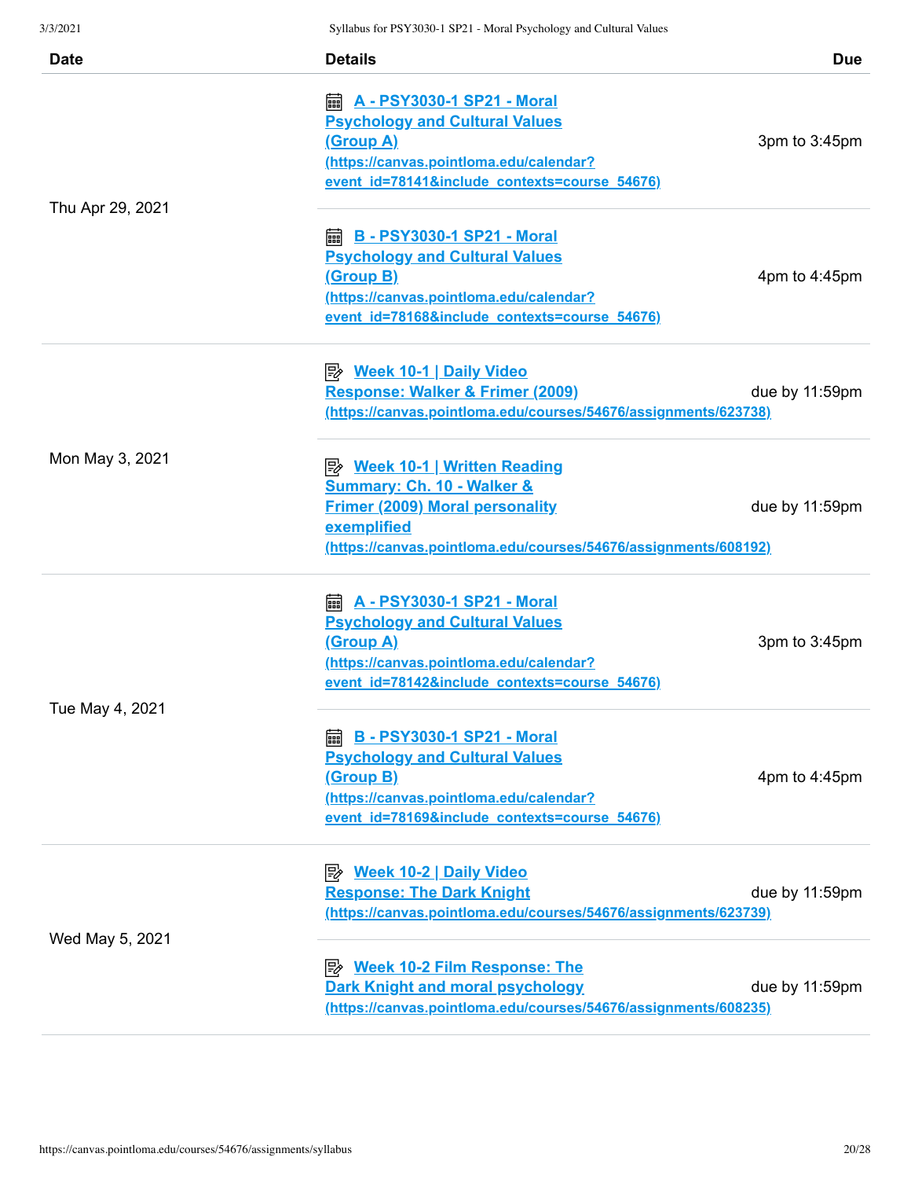| Date | Details | Due |
|---|---|---|
| Thu Apr 29, 2021 | [A - PSY3030-1 SP21 - Moral Psychology and Cultural Values (Group A)](https://canvas.pointloma.edu/calendar?event_id=78141&include_contexts=course_54676) (https://canvas.pointloma.edu/calendar?event_id=78141&include_contexts=course_54676) | 3pm to 3:45pm |
| | [B - PSY3030-1 SP21 - Moral Psychology and Cultural Values (Group B)](https://canvas.pointloma.edu/calendar?event_id=78168&include_contexts=course_54676) (https://canvas.pointloma.edu/calendar?event_id=78168&include_contexts=course_54676) | 4pm to 4:45pm |
| Mon May 3, 2021 | [Week 10-1 \| Daily Video Response: Walker & Frimer (2009)](https://canvas.pointloma.edu/courses/54676/assignments/623738) (https://canvas.pointloma.edu/courses/54676/assignments/623738) | due by 11:59pm |
| | [Week 10-1 \| Written Reading Summary: Ch. 10 - Walker & Frimer (2009) Moral personality exemplified](https://canvas.pointloma.edu/courses/54676/assignments/608192) (https://canvas.pointloma.edu/courses/54676/assignments/608192) | due by 11:59pm |
| Tue May 4, 2021 | [A - PSY3030-1 SP21 - Moral Psychology and Cultural Values (Group A)](https://canvas.pointloma.edu/calendar?event_id=78142&include_contexts=course_54676) (https://canvas.pointloma.edu/calendar?event_id=78142&include_contexts=course_54676) | 3pm to 3:45pm |
| | [B - PSY3030-1 SP21 - Moral Psychology and Cultural Values (Group B)](https://canvas.pointloma.edu/calendar?event_id=78169&include_contexts=course_54676) (https://canvas.pointloma.edu/calendar?event_id=78169&include_contexts=course_54676) | 4pm to 4:45pm |
| Wed May 5, 2021 | [Week 10-2 \| Daily Video Response: The Dark Knight](https://canvas.pointloma.edu/courses/54676/assignments/623739) (https://canvas.pointloma.edu/courses/54676/assignments/623739) | due by 11:59pm |
| | [Week 10-2 Film Response: The Dark Knight and moral psychology](https://canvas.pointloma.edu/courses/54676/assignments/608235) (https://canvas.pointloma.edu/courses/54676/assignments/608235) | due by 11:59pm |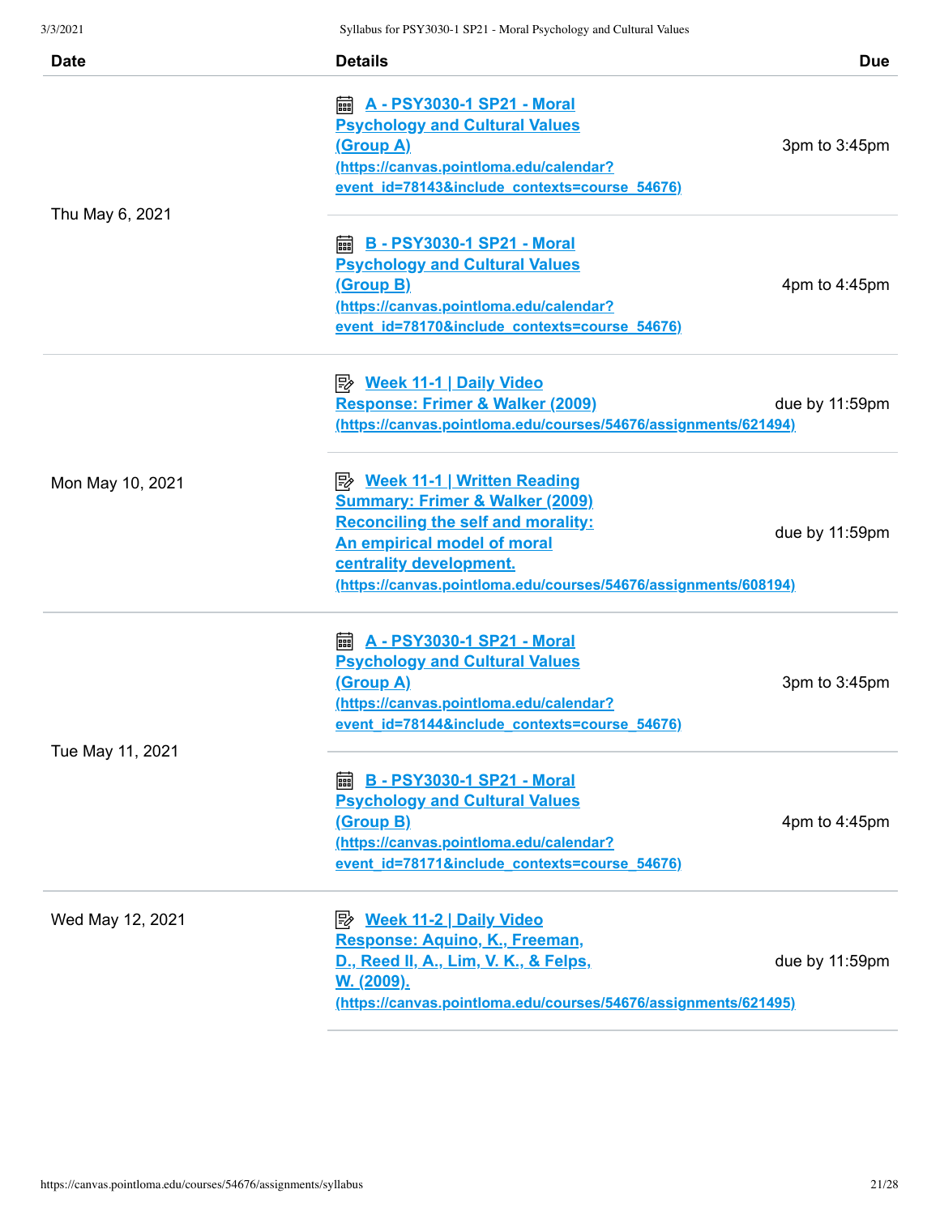| Date | Details | Due |
| --- | --- | --- |
| Thu May 6, 2021 | A - PSY3030-1 SP21 - Moral Psychology and Cultural Values (Group A) (https://canvas.pointloma.edu/calendar?event_id=78143&include_contexts=course_54676) | 3pm to 3:45pm |
| | B - PSY3030-1 SP21 - Moral Psychology and Cultural Values (Group B) (https://canvas.pointloma.edu/calendar?event_id=78170&include_contexts=course_54676) | 4pm to 4:45pm |
| Mon May 10, 2021 | Week 11-1 \| Daily Video Response: Frimer & Walker (2009) (https://canvas.pointloma.edu/courses/54676/assignments/621494) | due by 11:59pm |
| | Week 11-1 \| Written Reading Summary: Frimer & Walker (2009) Reconciling the self and morality: An empirical model of moral centrality development. (https://canvas.pointloma.edu/courses/54676/assignments/608194) | due by 11:59pm |
| Tue May 11, 2021 | A - PSY3030-1 SP21 - Moral Psychology and Cultural Values (Group A) (https://canvas.pointloma.edu/calendar?event_id=78144&include_contexts=course_54676) | 3pm to 3:45pm |
| | B - PSY3030-1 SP21 - Moral Psychology and Cultural Values (Group B) (https://canvas.pointloma.edu/calendar?event_id=78171&include_contexts=course_54676) | 4pm to 4:45pm |
| Wed May 12, 2021 | Week 11-2 \| Daily Video Response: Aquino, K., Freeman, D., Reed II, A., Lim, V. K., & Felps, W. (2009). (https://canvas.pointloma.edu/courses/54676/assignments/621495) | due by 11:59pm |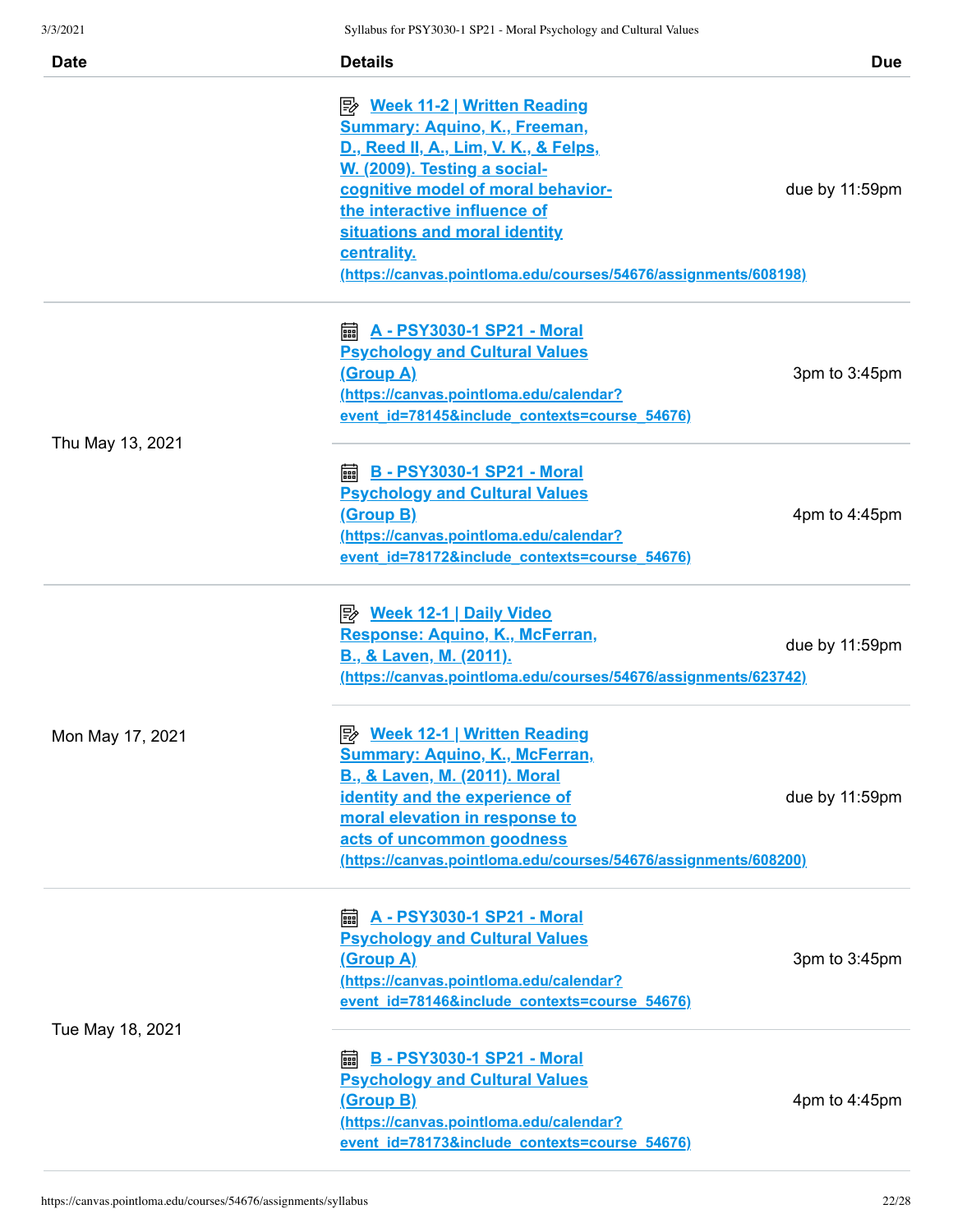| Date | Details | Due |
|---|---|---|
| | Week 11-2 \| Written Reading Summary: Aquino, K., Freeman, D., Reed II, A., Lim, V. K., & Felps, W. (2009). Testing a social-cognitive model of moral behavior-the interactive influence of situations and moral identity centrality. (https://canvas.pointloma.edu/courses/54676/assignments/608198) | due by 11:59pm |
| Thu May 13, 2021 | A - PSY3030-1 SP21 - Moral Psychology and Cultural Values (Group A) (https://canvas.pointloma.edu/calendar?event_id=78145&include_contexts=course_54676) | 3pm to 3:45pm |
| | B - PSY3030-1 SP21 - Moral Psychology and Cultural Values (Group B) (https://canvas.pointloma.edu/calendar?event_id=78172&include_contexts=course_54676) | 4pm to 4:45pm |
| Mon May 17, 2021 | Week 12-1 \| Daily Video Response: Aquino, K., McFerran, B., & Laven, M. (2011). (https://canvas.pointloma.edu/courses/54676/assignments/623742) | due by 11:59pm |
| | Week 12-1 \| Written Reading Summary: Aquino, K., McFerran, B., & Laven, M. (2011). Moral identity and the experience of moral elevation in response to acts of uncommon goodness (https://canvas.pointloma.edu/courses/54676/assignments/608200) | due by 11:59pm |
| Tue May 18, 2021 | A - PSY3030-1 SP21 - Moral Psychology and Cultural Values (Group A) (https://canvas.pointloma.edu/calendar?event_id=78146&include_contexts=course_54676) | 3pm to 3:45pm |
| | B - PSY3030-1 SP21 - Moral Psychology and Cultural Values (Group B) (https://canvas.pointloma.edu/calendar?event_id=78173&include_contexts=course_54676) | 4pm to 4:45pm |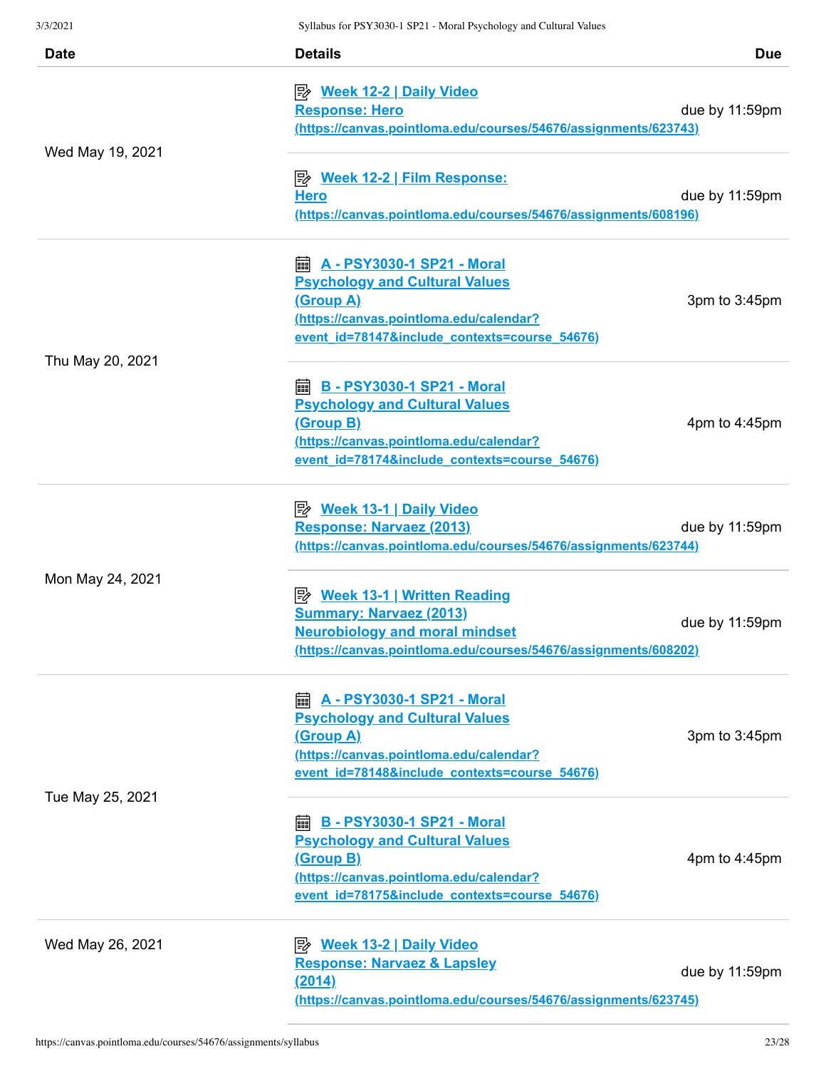| Date | Details | Due |
| --- | --- | --- |
| Wed May 19, 2021 | Week 12-2 \| Daily Video Response: Hero (https://canvas.pointloma.edu/courses/54676/assignments/623743) | due by 11:59pm |
| | Week 12-2 \| Film Response: Hero (https://canvas.pointloma.edu/courses/54676/assignments/608196) | due by 11:59pm |
| Thu May 20, 2021 | A - PSY3030-1 SP21 - Moral Psychology and Cultural Values (Group A) (https://canvas.pointloma.edu/calendar?event_id=78147&include_contexts=course_54676) | 3pm to 3:45pm |
| | B - PSY3030-1 SP21 - Moral Psychology and Cultural Values (Group B) (https://canvas.pointloma.edu/calendar?event_id=78174&include_contexts=course_54676) | 4pm to 4:45pm |
| Mon May 24, 2021 | Week 13-1 \| Daily Video Response: Narvaez (2013) (https://canvas.pointloma.edu/courses/54676/assignments/623744) | due by 11:59pm |
| | Week 13-1 \| Written Reading Summary: Narvaez (2013) Neurobiology and moral mindset (https://canvas.pointloma.edu/courses/54676/assignments/608202) | due by 11:59pm |
| Tue May 25, 2021 | A - PSY3030-1 SP21 - Moral Psychology and Cultural Values (Group A) (https://canvas.pointloma.edu/calendar?event_id=78148&include_contexts=course_54676) | 3pm to 3:45pm |
| | B - PSY3030-1 SP21 - Moral Psychology and Cultural Values (Group B) (https://canvas.pointloma.edu/calendar?event_id=78175&include_contexts=course_54676) | 4pm to 4:45pm |
| Wed May 26, 2021 | Week 13-2 \| Daily Video Response: Narvaez & Lapsley (2014) (https://canvas.pointloma.edu/courses/54676/assignments/623745) | due by 11:59pm |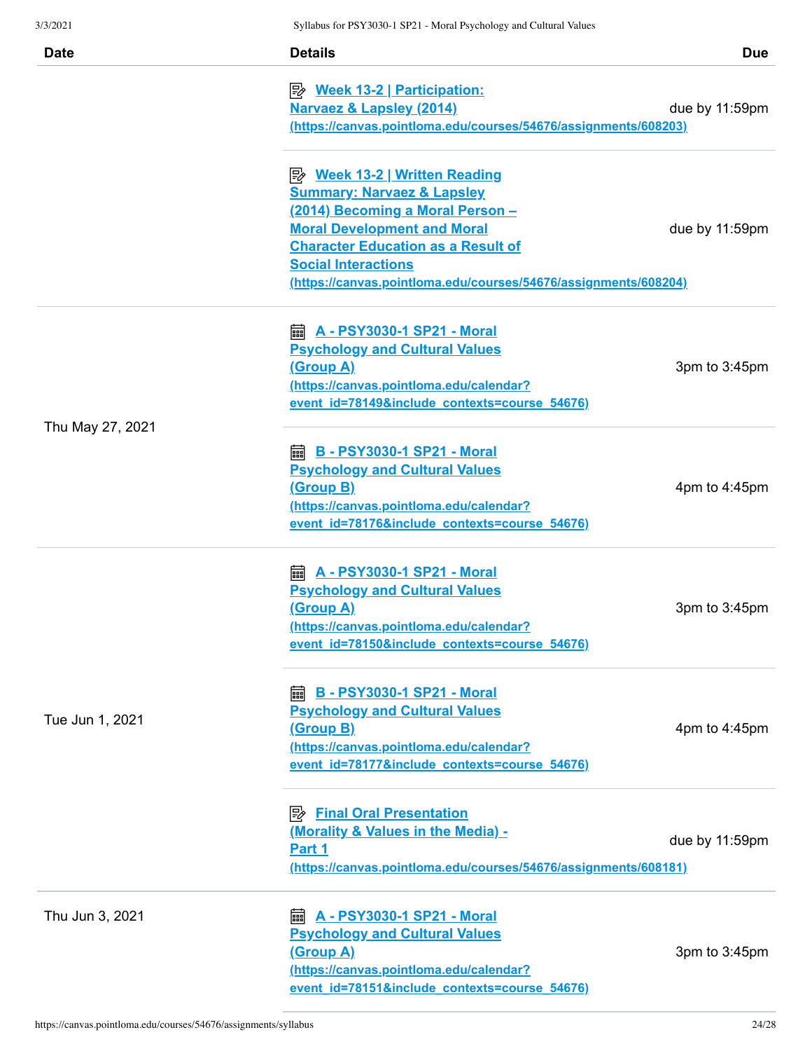| Date | Details | Due |
| --- | --- | --- |
| | Week 13-2 \| Participation: Narvaez & Lapsley (2014) (https://canvas.pointloma.edu/courses/54676/assignments/608203) | due by 11:59pm |
| | Week 13-2 \| Written Reading Summary: Narvaez & Lapsley (2014) Becoming a Moral Person – Moral Development and Moral Character Education as a Result of Social Interactions (https://canvas.pointloma.edu/courses/54676/assignments/608204) | due by 11:59pm |
| Thu May 27, 2021 | A - PSY3030-1 SP21 - Moral Psychology and Cultural Values (Group A) (https://canvas.pointloma.edu/calendar?event_id=78149&include_contexts=course_54676) | 3pm to 3:45pm |
| | B - PSY3030-1 SP21 - Moral Psychology and Cultural Values (Group B) (https://canvas.pointloma.edu/calendar?event_id=78176&include_contexts=course_54676) | 4pm to 4:45pm |
| Tue Jun 1, 2021 | A - PSY3030-1 SP21 - Moral Psychology and Cultural Values (Group A) (https://canvas.pointloma.edu/calendar?event_id=78150&include_contexts=course_54676) | 3pm to 3:45pm |
| | B - PSY3030-1 SP21 - Moral Psychology and Cultural Values (Group B) (https://canvas.pointloma.edu/calendar?event_id=78177&include_contexts=course_54676) | 4pm to 4:45pm |
| | Final Oral Presentation (Morality & Values in the Media) - Part 1 (https://canvas.pointloma.edu/courses/54676/assignments/608181) | due by 11:59pm |
| Thu Jun 3, 2021 | A - PSY3030-1 SP21 - Moral Psychology and Cultural Values (Group A) (https://canvas.pointloma.edu/calendar?event_id=78151&include_contexts=course_54676) | 3pm to 3:45pm |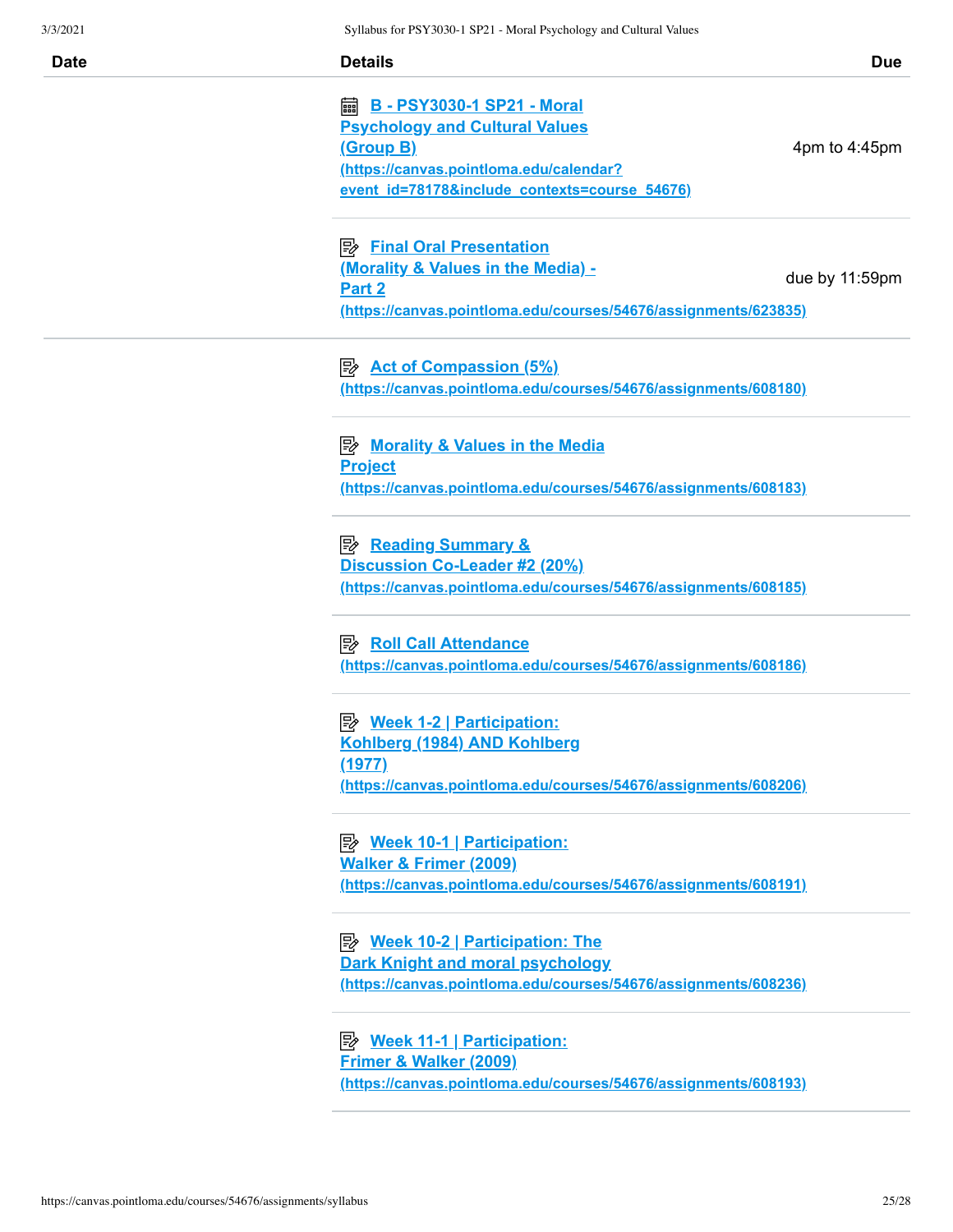| Date | Details | Due |
| --- | --- | --- |
| | B - PSY3030-1 SP21 - Moral Psychology and Cultural Values (Group B) (https://canvas.pointloma.edu/calendar?event_id=78178&include_contexts=course_54676) | 4pm to 4:45pm |
| | Final Oral Presentation (Morality & Values in the Media) - Part 2 (https://canvas.pointloma.edu/courses/54676/assignments/623835) | due by 11:59pm |
| | Act of Compassion (5%) (https://canvas.pointloma.edu/courses/54676/assignments/608180) | |
| | Morality & Values in the Media Project (https://canvas.pointloma.edu/courses/54676/assignments/608183) | |
| | Reading Summary & Discussion Co-Leader #2 (20%) (https://canvas.pointloma.edu/courses/54676/assignments/608185) | |
| | Roll Call Attendance (https://canvas.pointloma.edu/courses/54676/assignments/608186) | |
| | Week 1-2 \| Participation: Kohlberg (1984) AND Kohlberg (1977) (https://canvas.pointloma.edu/courses/54676/assignments/608206) | |
| | Week 10-1 \| Participation: Walker & Frimer (2009) (https://canvas.pointloma.edu/courses/54676/assignments/608191) | |
| | Week 10-2 \| Participation: The Dark Knight and moral psychology (https://canvas.pointloma.edu/courses/54676/assignments/608236) | |
| | Week 11-1 \| Participation: Frimer & Walker (2009) (https://canvas.pointloma.edu/courses/54676/assignments/608193) | |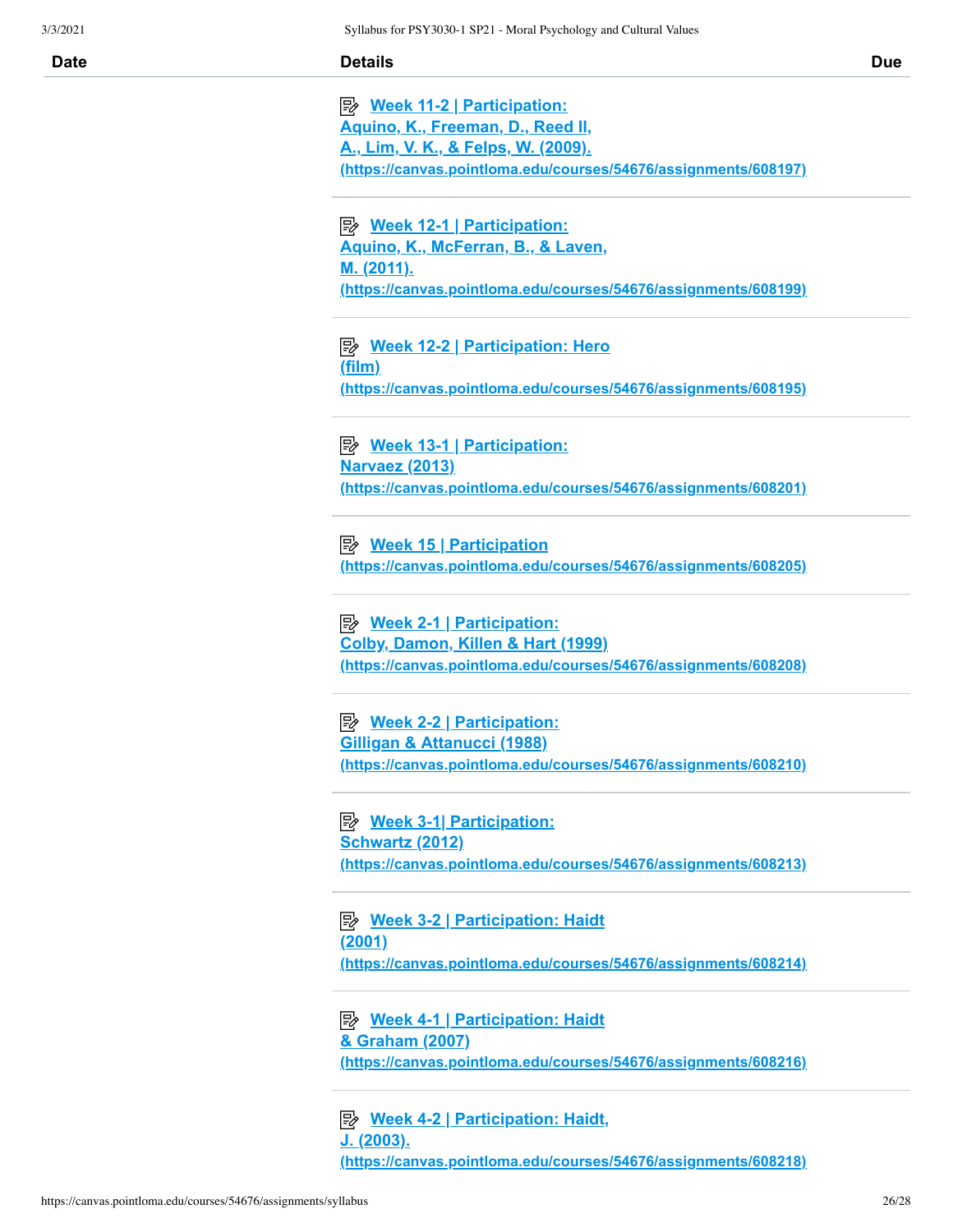| Date | Details | Due |
| --- | --- | --- |
| | Week 11-2 \| Participation: Aquino, K., Freeman, D., Reed II, A., Lim, V. K., & Felps, W. (2009). (https://canvas.pointloma.edu/courses/54676/assignments/608197) | |
| | Week 12-1 \| Participation: Aquino, K., McFerran, B., & Laven, M. (2011). (https://canvas.pointloma.edu/courses/54676/assignments/608199) | |
| | Week 12-2 \| Participation: Hero (film) (https://canvas.pointloma.edu/courses/54676/assignments/608195) | |
| | Week 13-1 \| Participation: Narvaez (2013) (https://canvas.pointloma.edu/courses/54676/assignments/608201) | |
| | Week 15 \| Participation (https://canvas.pointloma.edu/courses/54676/assignments/608205) | |
| | Week 2-1 \| Participation: Colby, Damon, Killen & Hart (1999) (https://canvas.pointloma.edu/courses/54676/assignments/608208) | |
| | Week 2-2 \| Participation: Gilligan & Attanucci (1988) (https://canvas.pointloma.edu/courses/54676/assignments/608210) | |
| | Week 3-1\| Participation: Schwartz (2012) (https://canvas.pointloma.edu/courses/54676/assignments/608213) | |
| | Week 3-2 \| Participation: Haidt (2001) (https://canvas.pointloma.edu/courses/54676/assignments/608214) | |
| | Week 4-1 \| Participation: Haidt & Graham (2007) (https://canvas.pointloma.edu/courses/54676/assignments/608216) | |
| | Week 4-2 \| Participation: Haidt, J. (2003). (https://canvas.pointloma.edu/courses/54676/assignments/608218) | |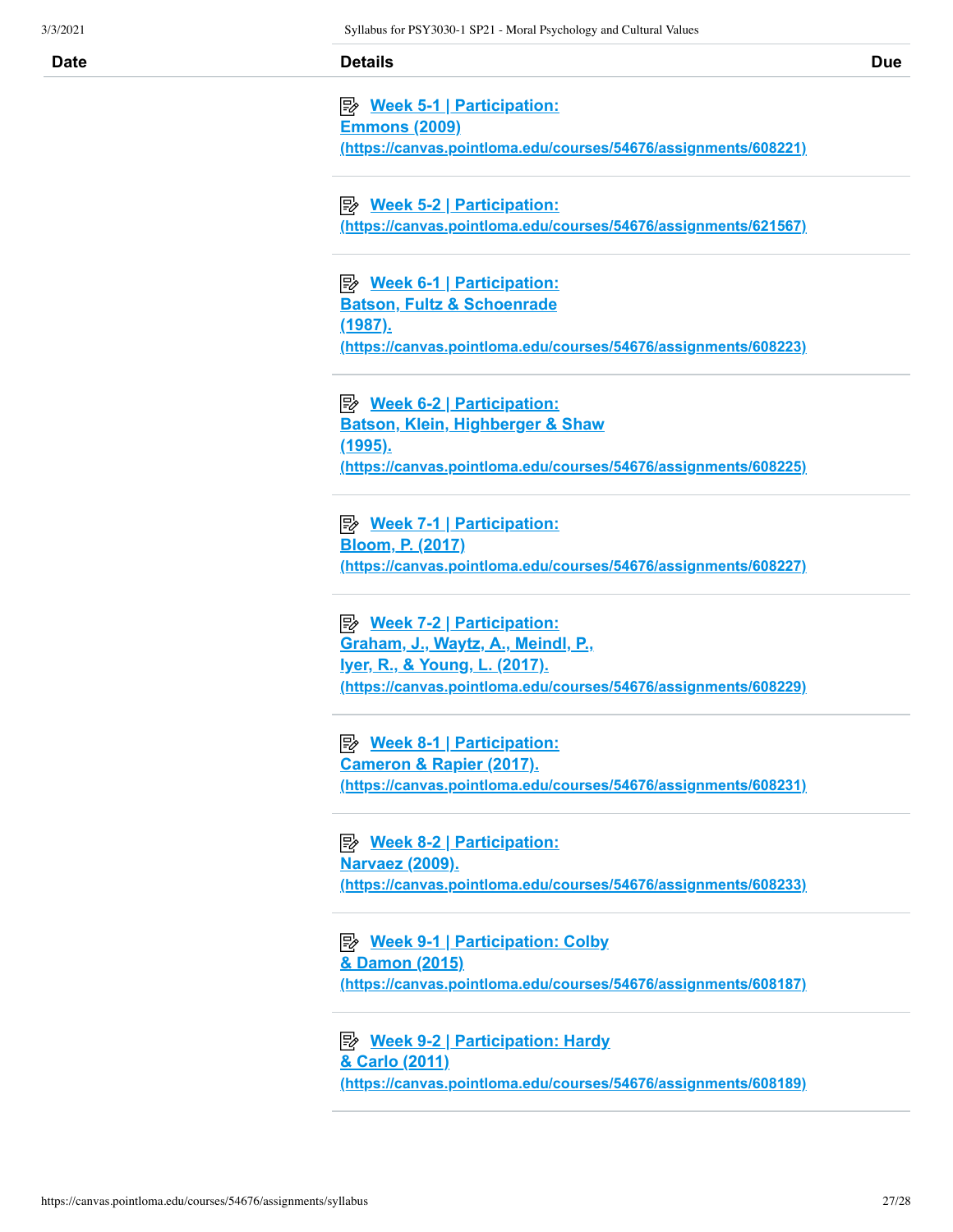| Date | Details | Due |
|---|---|---|
| | Week 5-1 \| Participation: Emmons (2009) (https://canvas.pointloma.edu/courses/54676/assignments/608221) | |
| | Week 5-2 \| Participation: (https://canvas.pointloma.edu/courses/54676/assignments/621567) | |
| | Week 6-1 \| Participation: Batson, Fultz & Schoenrade (1987). (https://canvas.pointloma.edu/courses/54676/assignments/608223) | |
| | Week 6-2 \| Participation: Batson, Klein, Highberger & Shaw (1995). (https://canvas.pointloma.edu/courses/54676/assignments/608225) | |
| | Week 7-1 \| Participation: Bloom, P. (2017) (https://canvas.pointloma.edu/courses/54676/assignments/608227) | |
| | Week 7-2 \| Participation: Graham, J., Waytz, A., Meindl, P., Iyer, R., & Young, L. (2017). (https://canvas.pointloma.edu/courses/54676/assignments/608229) | |
| | Week 8-1 \| Participation: Cameron & Rapier (2017). (https://canvas.pointloma.edu/courses/54676/assignments/608231) | |
| | Week 8-2 \| Participation: Narvaez (2009). (https://canvas.pointloma.edu/courses/54676/assignments/608233) | |
| | Week 9-1 \| Participation: Colby & Damon (2015) (https://canvas.pointloma.edu/courses/54676/assignments/608187) | |
| | Week 9-2 \| Participation: Hardy & Carlo (2011) (https://canvas.pointloma.edu/courses/54676/assignments/608189) | |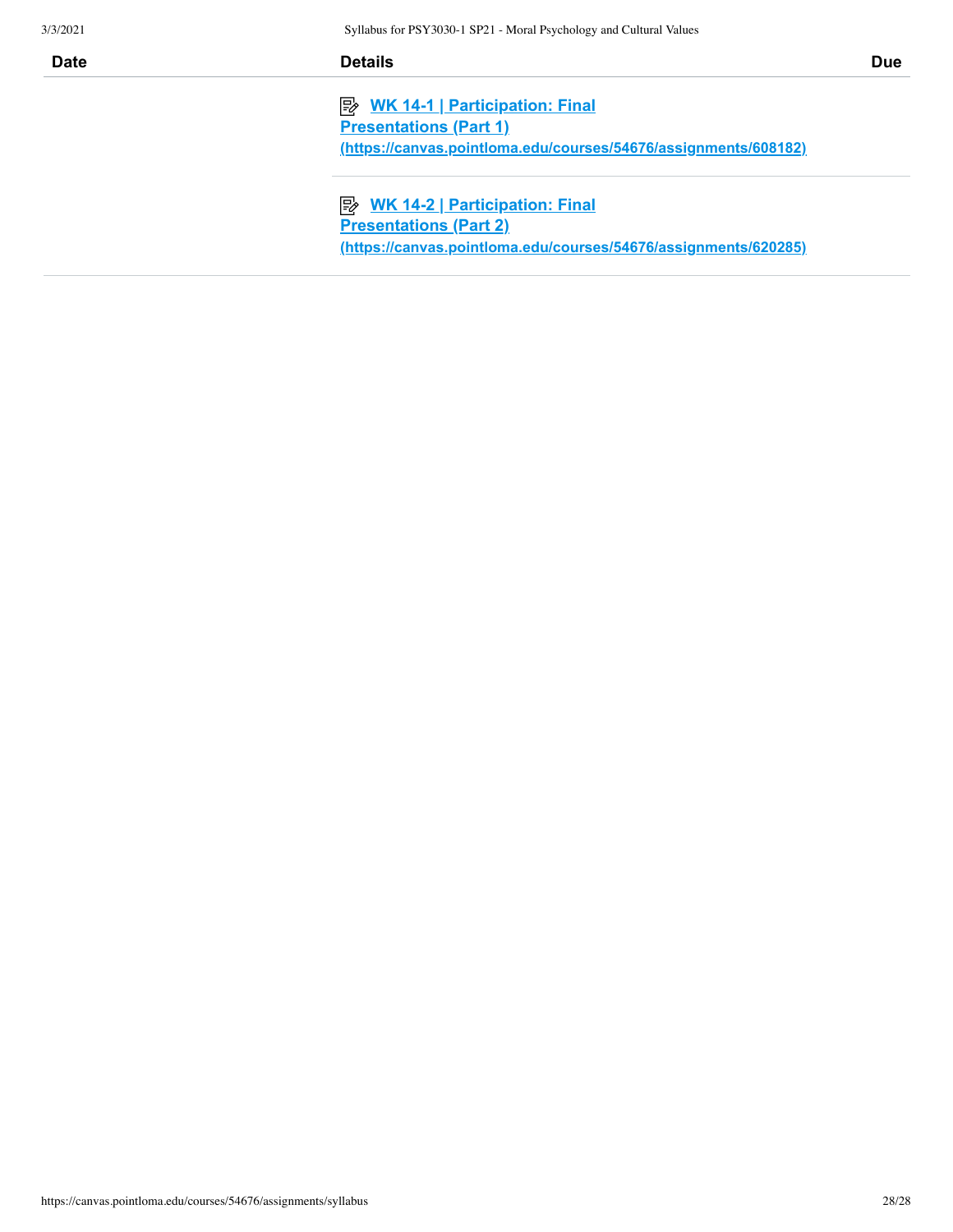| Date | Details | Due |
|---|---|---|
| | [WK 14-1 \| Participation: Final Presentations (Part 1)](https://canvas.pointloma.edu/courses/54676/assignments/608182) (https://canvas.pointloma.edu/courses/54676/assignments/608182) | |
| | [WK 14-2 \| Participation: Final Presentations (Part 2)](https://canvas.pointloma.edu/courses/54676/assignments/620285) (https://canvas.pointloma.edu/courses/54676/assignments/620285) | |